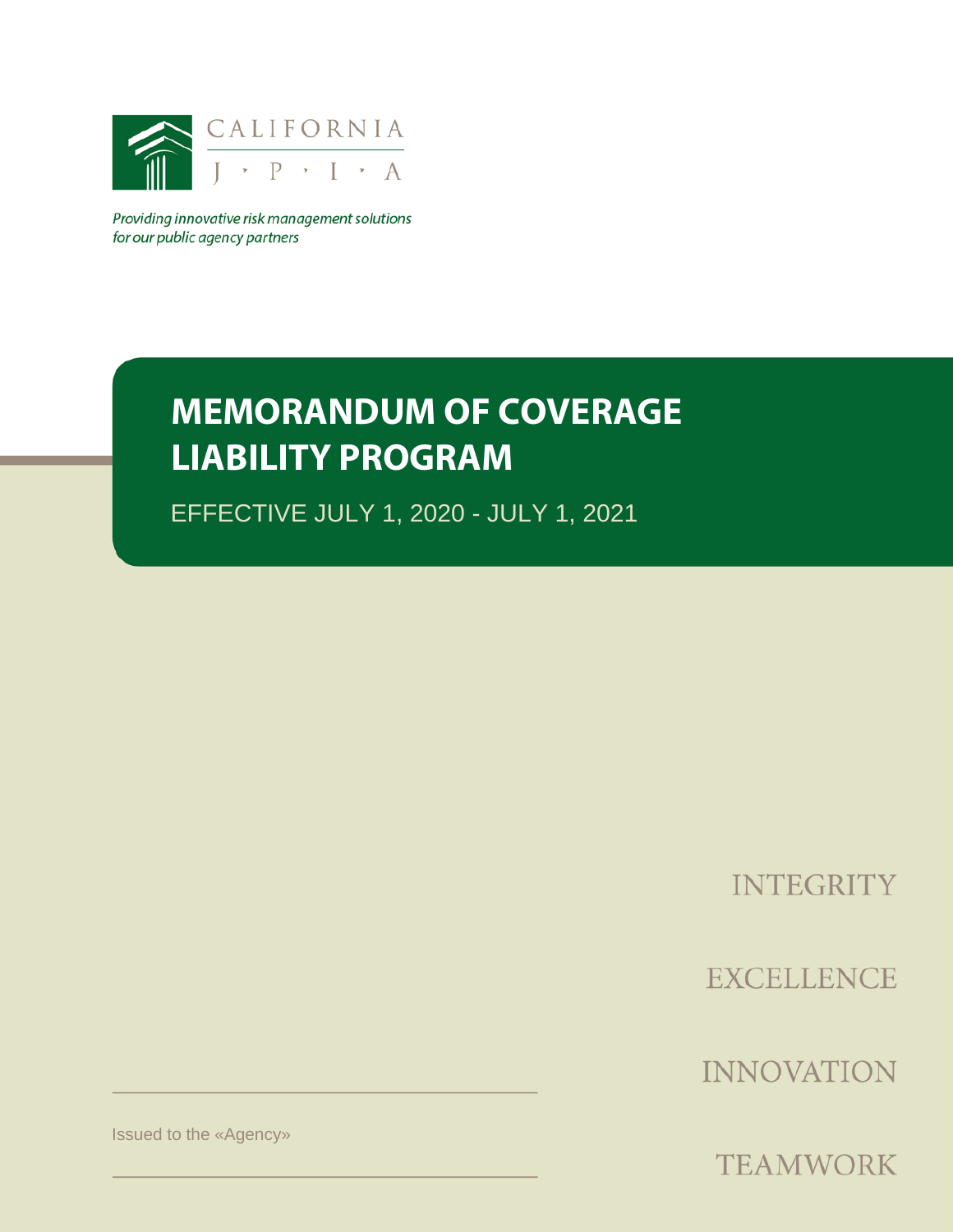CALIFORNIA

J • P • I • A

*Providing innovative risk management solutions for our public agency partners*

# MEMORANDUM OF COVERAGE LIABILITY PROGRAM

EFFECTIVE JULY 1, 2020 - JULY 1, 2021

INTEGRITY

EXCELLENCE

INNOVATION

TEAMWORK

Issued to the «Agency»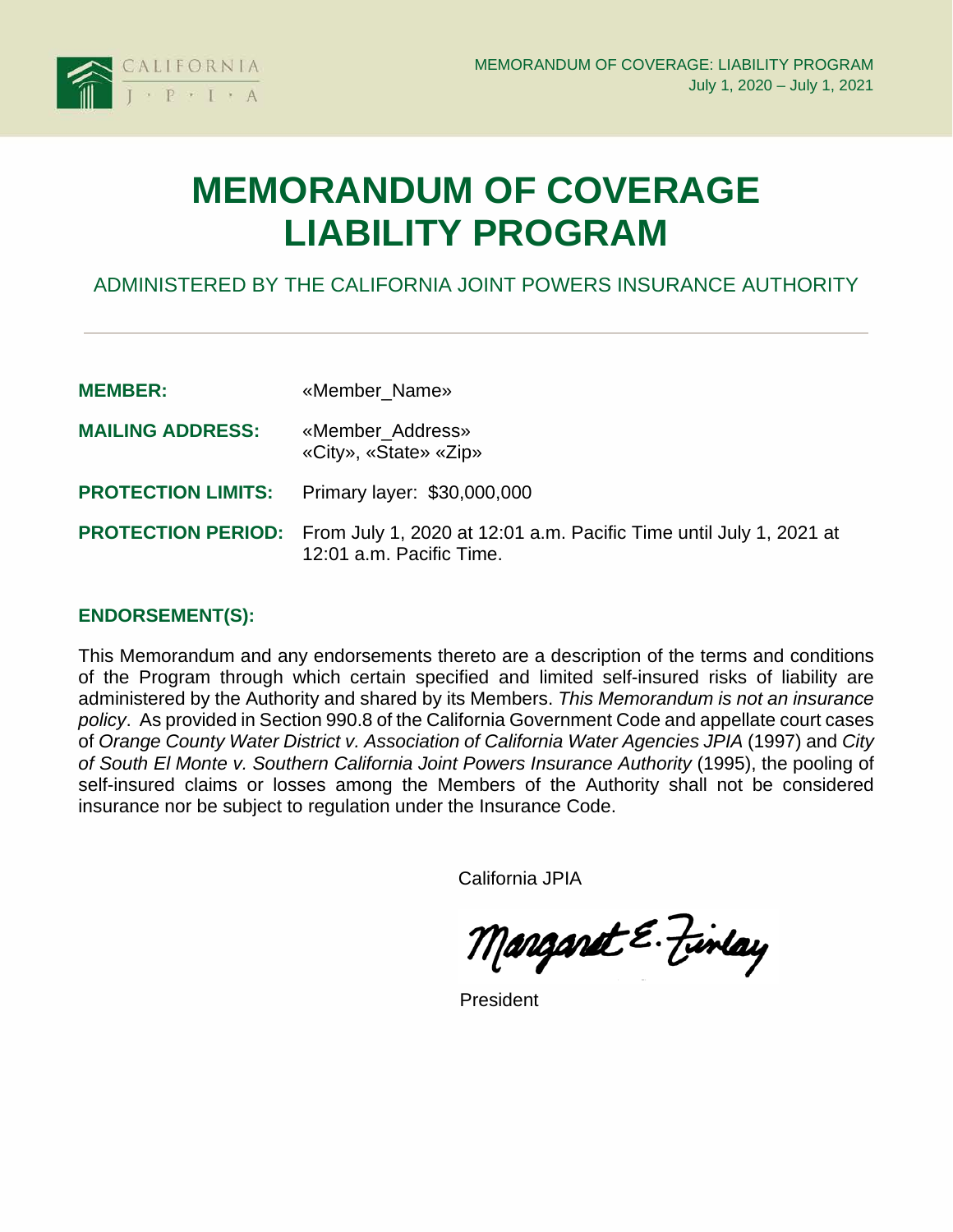# MEMORANDUM OF COVERAGE LIABILITY PROGRAM

ADMINISTERED BY THE CALIFORNIA JOINT POWERS INSURANCE AUTHORITY

---

**MEMBER:** «Member_Name»

**MAILING ADDRESS:** «Member_Address»
«City», «State» «Zip»

**PROTECTION LIMITS:** Primary layer: $30,000,000

**PROTECTION PERIOD:** From July 1, 2020 at 12:01 a.m. Pacific Time until July 1, 2021 at 12:01 a.m. Pacific Time.

**ENDORSEMENT(S):**

This Memorandum and any endorsements thereto are a description of the terms and conditions of the Program through which certain specified and limited self-insured risks of liability are administered by the Authority and shared by its Members. *This Memorandum is not an insurance policy*. As provided in Section 990.8 of the California Government Code and appellate court cases of *Orange County Water District v. Association of California Water Agencies JPIA* (1997) and *City of South El Monte v. Southern California Joint Powers Insurance Authority* (1995), the pooling of self-insured claims or losses among the Members of the Authority shall not be considered insurance nor be subject to regulation under the Insurance Code.

California JPIA

Margaret E. Finlay

President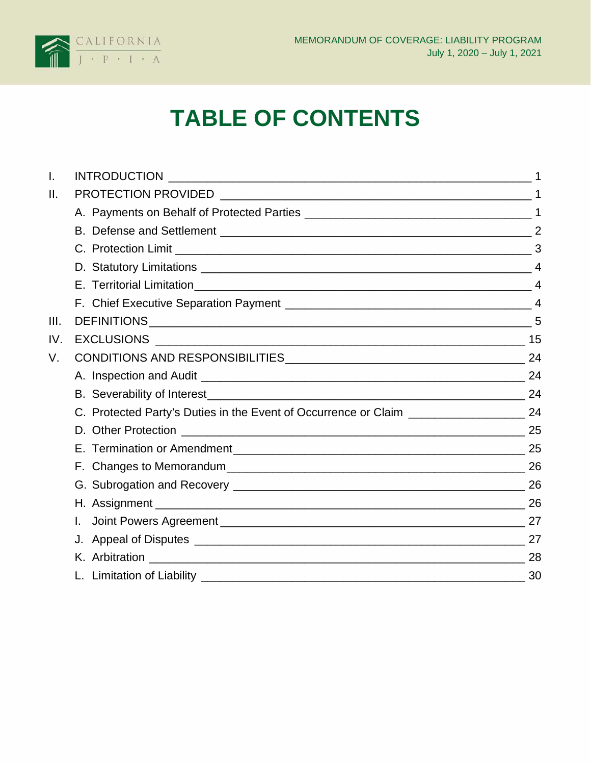# TABLE OF CONTENTS

I. INTRODUCTION — 1

II. PROTECTION PROVIDED — 1

- A. Payments on Behalf of Protected Parties — 1
- B. Defense and Settlement — 2
- C. Protection Limit — 3
- D. Statutory Limitations — 4
- E. Territorial Limitation — 4
- F. Chief Executive Separation Payment — 4

III. DEFINITIONS — 5

IV. EXCLUSIONS — 15

V. CONDITIONS AND RESPONSIBILITIES — 24

- A. Inspection and Audit — 24
- B. Severability of Interest — 24
- C. Protected Party's Duties in the Event of Occurrence or Claim — 24
- D. Other Protection — 25
- E. Termination or Amendment — 25
- F. Changes to Memorandum — 26
- G. Subrogation and Recovery — 26
- H. Assignment — 26
- I. Joint Powers Agreement — 27
- J. Appeal of Disputes — 27
- K. Arbitration — 28
- L. Limitation of Liability — 30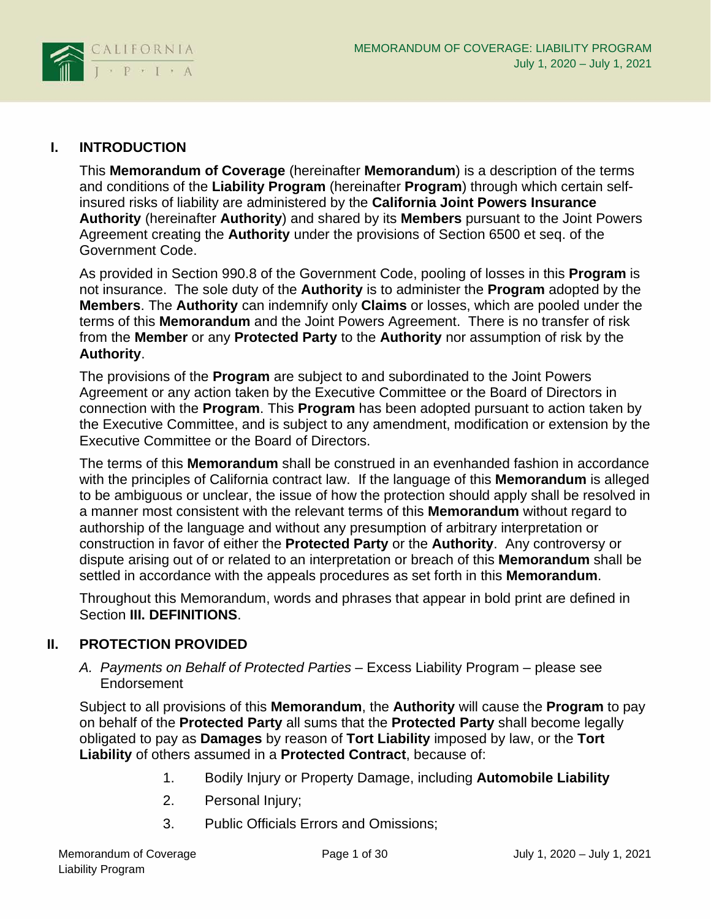## I. INTRODUCTION

This **Memorandum of Coverage** (hereinafter **Memorandum**) is a description of the terms and conditions of the **Liability Program** (hereinafter **Program**) through which certain self-insured risks of liability are administered by the **California Joint Powers Insurance Authority** (hereinafter **Authority**) and shared by its **Members** pursuant to the Joint Powers Agreement creating the **Authority** under the provisions of Section 6500 et seq. of the Government Code.

As provided in Section 990.8 of the Government Code, pooling of losses in this **Program** is not insurance. The sole duty of the **Authority** is to administer the **Program** adopted by the **Members**. The **Authority** can indemnify only **Claims** or losses, which are pooled under the terms of this **Memorandum** and the Joint Powers Agreement. There is no transfer of risk from the **Member** or any **Protected Party** to the **Authority** nor assumption of risk by the **Authority**.

The provisions of the **Program** are subject to and subordinated to the Joint Powers Agreement or any action taken by the Executive Committee or the Board of Directors in connection with the **Program**. This **Program** has been adopted pursuant to action taken by the Executive Committee, and is subject to any amendment, modification or extension by the Executive Committee or the Board of Directors.

The terms of this **Memorandum** shall be construed in an evenhanded fashion in accordance with the principles of California contract law. If the language of this **Memorandum** is alleged to be ambiguous or unclear, the issue of how the protection should apply shall be resolved in a manner most consistent with the relevant terms of this **Memorandum** without regard to authorship of the language and without any presumption of arbitrary interpretation or construction in favor of either the **Protected Party** or the **Authority**. Any controversy or dispute arising out of or related to an interpretation or breach of this **Memorandum** shall be settled in accordance with the appeals procedures as set forth in this **Memorandum**.

Throughout this Memorandum, words and phrases that appear in bold print are defined in Section **III. DEFINITIONS**.

## II. PROTECTION PROVIDED

A. *Payments on Behalf of Protected Parties* – Excess Liability Program – please see Endorsement

Subject to all provisions of this **Memorandum**, the **Authority** will cause the **Program** to pay on behalf of the **Protected Party** all sums that the **Protected Party** shall become legally obligated to pay as **Damages** by reason of **Tort Liability** imposed by law, or the **Tort Liability** of others assumed in a **Protected Contract**, because of:

1. Bodily Injury or Property Damage, including **Automobile Liability**
2. Personal Injury;
3. Public Officials Errors and Omissions;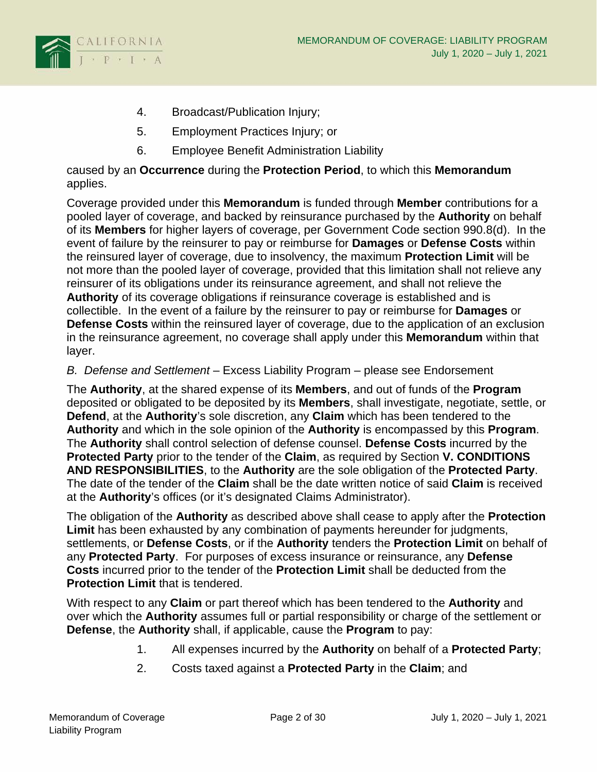4. Broadcast/Publication Injury;
5. Employment Practices Injury; or
6. Employee Benefit Administration Liability

caused by an **Occurrence** during the **Protection Period**, to which this **Memorandum** applies.

Coverage provided under this **Memorandum** is funded through **Member** contributions for a pooled layer of coverage, and backed by reinsurance purchased by the **Authority** on behalf of its **Members** for higher layers of coverage, per Government Code section 990.8(d). In the event of failure by the reinsurer to pay or reimburse for **Damages** or **Defense Costs** within the reinsured layer of coverage, due to insolvency, the maximum **Protection Limit** will be not more than the pooled layer of coverage, provided that this limitation shall not relieve any reinsurer of its obligations under its reinsurance agreement, and shall not relieve the **Authority** of its coverage obligations if reinsurance coverage is established and is collectible. In the event of a failure by the reinsurer to pay or reimburse for **Damages** or **Defense Costs** within the reinsured layer of coverage, due to the application of an exclusion in the reinsurance agreement, no coverage shall apply under this **Memorandum** within that layer.

*B. Defense and Settlement* – Excess Liability Program – please see Endorsement

The **Authority**, at the shared expense of its **Members**, and out of funds of the **Program** deposited or obligated to be deposited by its **Members**, shall investigate, negotiate, settle, or **Defend**, at the **Authority**'s sole discretion, any **Claim** which has been tendered to the **Authority** and which in the sole opinion of the **Authority** is encompassed by this **Program**. The **Authority** shall control selection of defense counsel. **Defense Costs** incurred by the **Protected Party** prior to the tender of the **Claim**, as required by Section **V. CONDITIONS AND RESPONSIBILITIES**, to the **Authority** are the sole obligation of the **Protected Party**. The date of the tender of the **Claim** shall be the date written notice of said **Claim** is received at the **Authority**'s offices (or it's designated Claims Administrator).

The obligation of the **Authority** as described above shall cease to apply after the **Protection Limit** has been exhausted by any combination of payments hereunder for judgments, settlements, or **Defense Costs**, or if the **Authority** tenders the **Protection Limit** on behalf of any **Protected Party**. For purposes of excess insurance or reinsurance, any **Defense Costs** incurred prior to the tender of the **Protection Limit** shall be deducted from the **Protection Limit** that is tendered.

With respect to any **Claim** or part thereof which has been tendered to the **Authority** and over which the **Authority** assumes full or partial responsibility or charge of the settlement or **Defense**, the **Authority** shall, if applicable, cause the **Program** to pay:

1. All expenses incurred by the **Authority** on behalf of a **Protected Party**;
2. Costs taxed against a **Protected Party** in the **Claim**; and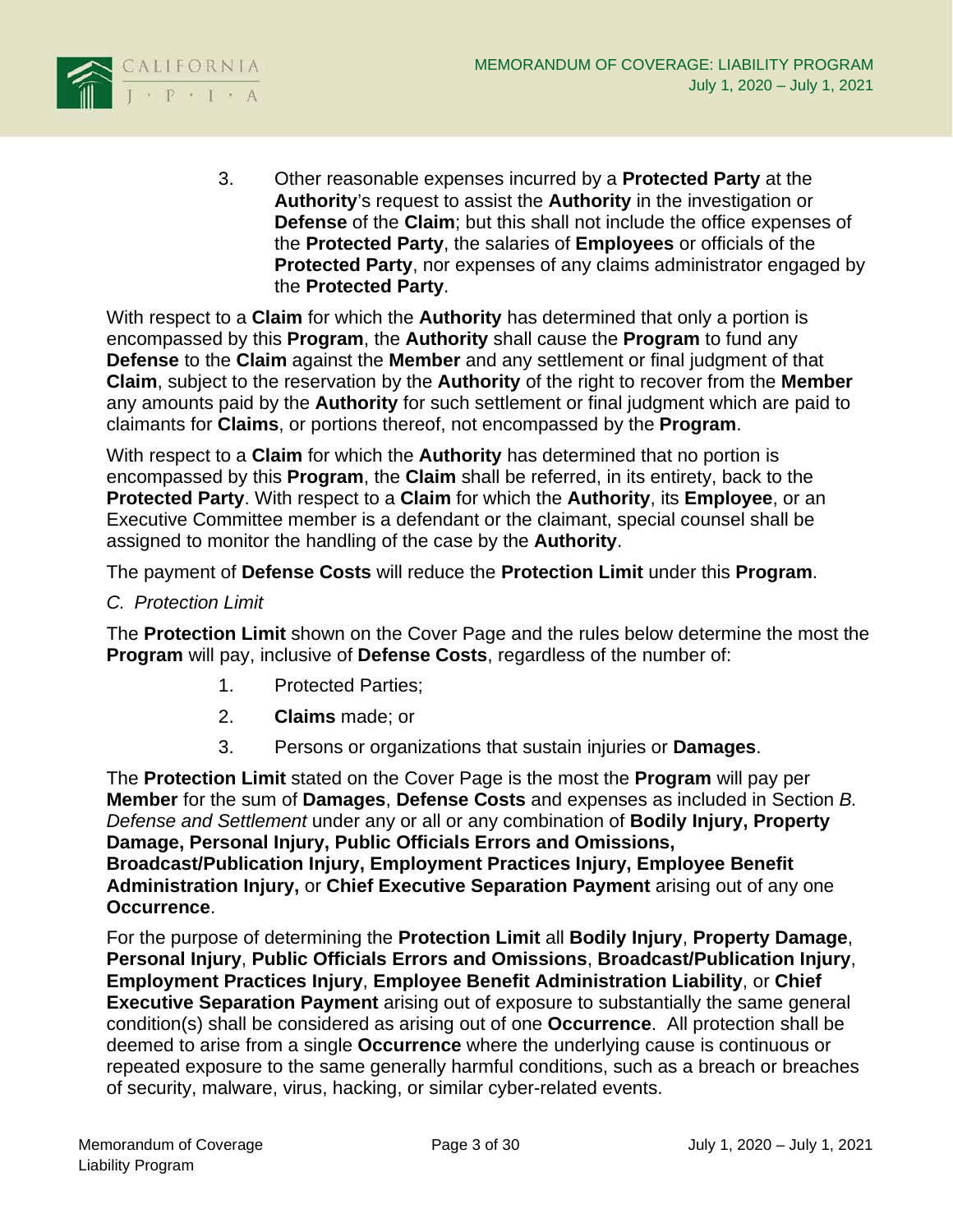3. Other reasonable expenses incurred by a **Protected Party** at the **Authority**'s request to assist the **Authority** in the investigation or **Defense** of the **Claim**; but this shall not include the office expenses of the **Protected Party**, the salaries of **Employees** or officials of the **Protected Party**, nor expenses of any claims administrator engaged by the **Protected Party**.

With respect to a **Claim** for which the **Authority** has determined that only a portion is encompassed by this **Program**, the **Authority** shall cause the **Program** to fund any **Defense** to the **Claim** against the **Member** and any settlement or final judgment of that **Claim**, subject to the reservation by the **Authority** of the right to recover from the **Member** any amounts paid by the **Authority** for such settlement or final judgment which are paid to claimants for **Claims**, or portions thereof, not encompassed by the **Program**.

With respect to a **Claim** for which the **Authority** has determined that no portion is encompassed by this **Program**, the **Claim** shall be referred, in its entirety, back to the **Protected Party**. With respect to a **Claim** for which the **Authority**, its **Employee**, or an Executive Committee member is a defendant or the claimant, special counsel shall be assigned to monitor the handling of the case by the **Authority**.

The payment of **Defense Costs** will reduce the **Protection Limit** under this **Program**.

*C. Protection Limit*

The **Protection Limit** shown on the Cover Page and the rules below determine the most the **Program** will pay, inclusive of **Defense Costs**, regardless of the number of:

1. Protected Parties;
2. **Claims** made; or
3. Persons or organizations that sustain injuries or **Damages**.

The **Protection Limit** stated on the Cover Page is the most the **Program** will pay per **Member** for the sum of **Damages**, **Defense Costs** and expenses as included in Section *B. Defense and Settlement* under any or all or any combination of **Bodily Injury, Property Damage, Personal Injury, Public Officials Errors and Omissions, Broadcast/Publication Injury, Employment Practices Injury, Employee Benefit Administration Injury,** or **Chief Executive Separation Payment** arising out of any one **Occurrence**.

For the purpose of determining the **Protection Limit** all **Bodily Injury**, **Property Damage**, **Personal Injury**, **Public Officials Errors and Omissions**, **Broadcast/Publication Injury**, **Employment Practices Injury**, **Employee Benefit Administration Liability**, or **Chief Executive Separation Payment** arising out of exposure to substantially the same general condition(s) shall be considered as arising out of one **Occurrence**. All protection shall be deemed to arise from a single **Occurrence** where the underlying cause is continuous or repeated exposure to the same generally harmful conditions, such as a breach or breaches of security, malware, virus, hacking, or similar cyber-related events.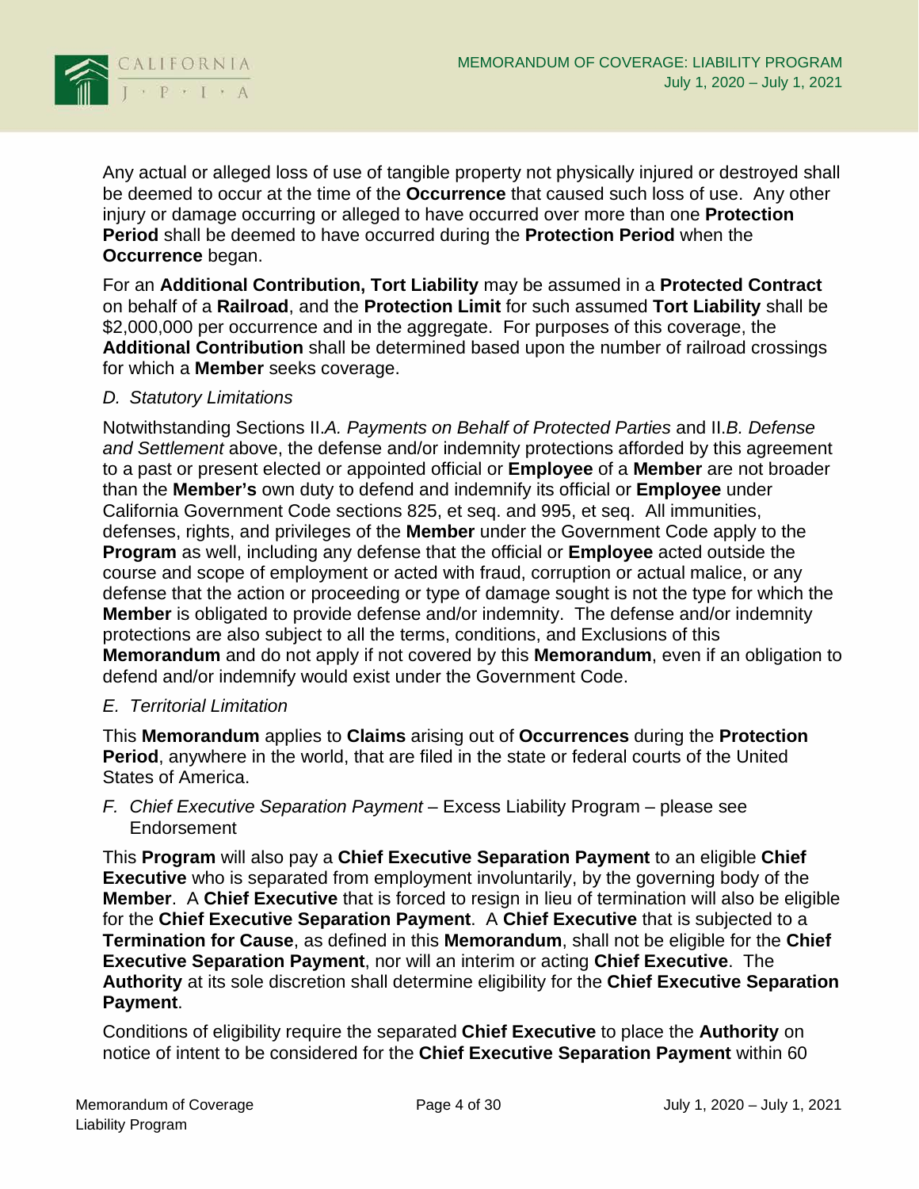Any actual or alleged loss of use of tangible property not physically injured or destroyed shall be deemed to occur at the time of the **Occurrence** that caused such loss of use. Any other injury or damage occurring or alleged to have occurred over more than one **Protection Period** shall be deemed to have occurred during the **Protection Period** when the **Occurrence** began.

For an **Additional Contribution, Tort Liability** may be assumed in a **Protected Contract** on behalf of a **Railroad**, and the **Protection Limit** for such assumed **Tort Liability** shall be $2,000,000 per occurrence and in the aggregate. For purposes of this coverage, the **Additional Contribution** shall be determined based upon the number of railroad crossings for which a **Member** seeks coverage.

*D. Statutory Limitations*

Notwithstanding Sections II.*A. Payments on Behalf of Protected Parties* and II.*B. Defense and Settlement* above, the defense and/or indemnity protections afforded by this agreement to a past or present elected or appointed official or **Employee** of a **Member** are not broader than the **Member's** own duty to defend and indemnify its official or **Employee** under California Government Code sections 825, et seq. and 995, et seq. All immunities, defenses, rights, and privileges of the **Member** under the Government Code apply to the **Program** as well, including any defense that the official or **Employee** acted outside the course and scope of employment or acted with fraud, corruption or actual malice, or any defense that the action or proceeding or type of damage sought is not the type for which the **Member** is obligated to provide defense and/or indemnity. The defense and/or indemnity protections are also subject to all the terms, conditions, and Exclusions of this **Memorandum** and do not apply if not covered by this **Memorandum**, even if an obligation to defend and/or indemnify would exist under the Government Code.

*E. Territorial Limitation*

This **Memorandum** applies to **Claims** arising out of **Occurrences** during the **Protection Period**, anywhere in the world, that are filed in the state or federal courts of the United States of America.

*F. Chief Executive Separation Payment* – Excess Liability Program – please see Endorsement

This **Program** will also pay a **Chief Executive Separation Payment** to an eligible **Chief Executive** who is separated from employment involuntarily, by the governing body of the **Member**. A **Chief Executive** that is forced to resign in lieu of termination will also be eligible for the **Chief Executive Separation Payment**. A **Chief Executive** that is subjected to a **Termination for Cause**, as defined in this **Memorandum**, shall not be eligible for the **Chief Executive Separation Payment**, nor will an interim or acting **Chief Executive**. The **Authority** at its sole discretion shall determine eligibility for the **Chief Executive Separation Payment**.

Conditions of eligibility require the separated **Chief Executive** to place the **Authority** on notice of intent to be considered for the **Chief Executive Separation Payment** within 60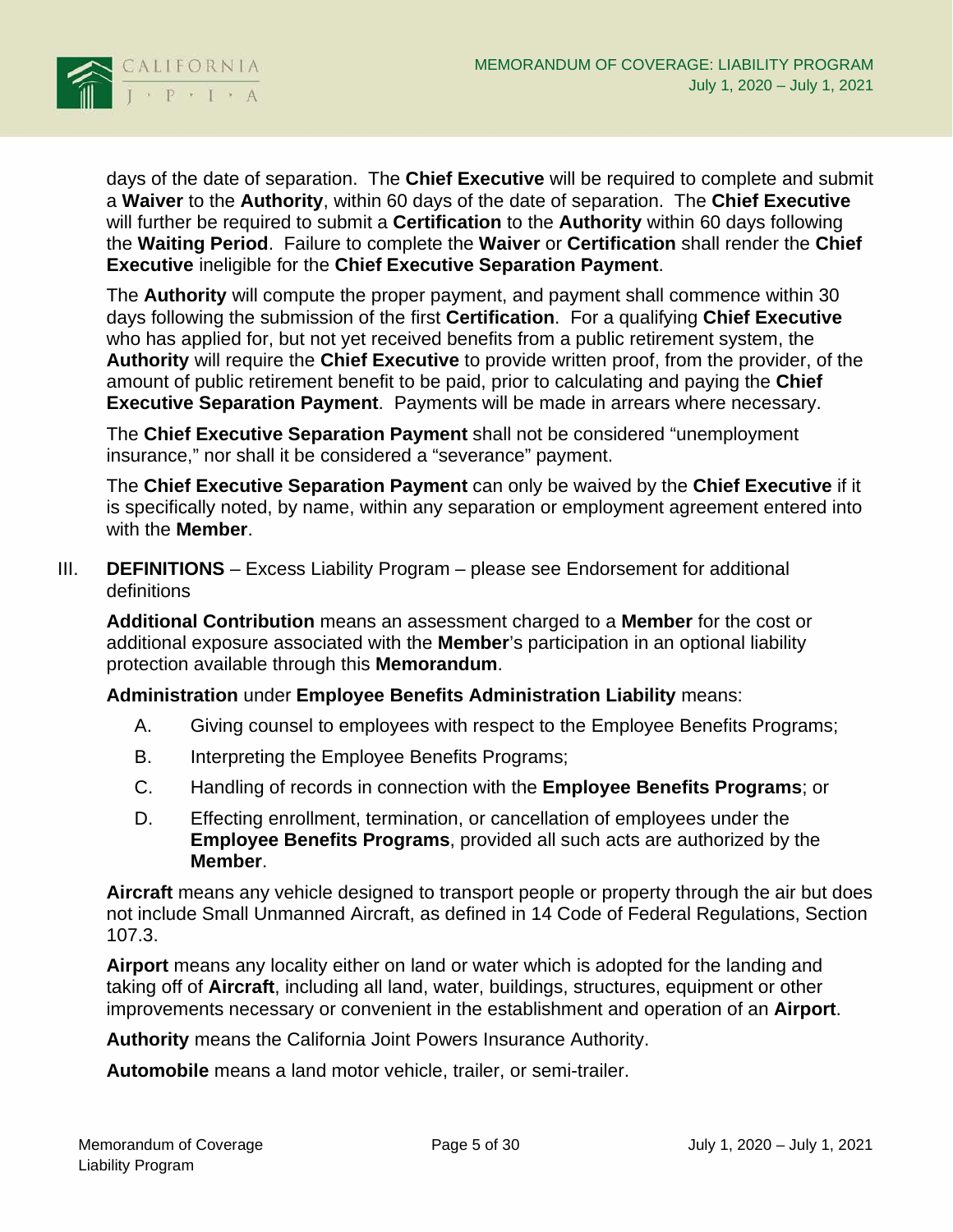days of the date of separation. The **Chief Executive** will be required to complete and submit a **Waiver** to the **Authority**, within 60 days of the date of separation. The **Chief Executive** will further be required to submit a **Certification** to the **Authority** within 60 days following the **Waiting Period**. Failure to complete the **Waiver** or **Certification** shall render the **Chief Executive** ineligible for the **Chief Executive Separation Payment**.

The **Authority** will compute the proper payment, and payment shall commence within 30 days following the submission of the first **Certification**. For a qualifying **Chief Executive** who has applied for, but not yet received benefits from a public retirement system, the **Authority** will require the **Chief Executive** to provide written proof, from the provider, of the amount of public retirement benefit to be paid, prior to calculating and paying the **Chief Executive Separation Payment**. Payments will be made in arrears where necessary.

The **Chief Executive Separation Payment** shall not be considered "unemployment insurance," nor shall it be considered a "severance" payment.

The **Chief Executive Separation Payment** can only be waived by the **Chief Executive** if it is specifically noted, by name, within any separation or employment agreement entered into with the **Member**.

## III. **DEFINITIONS** – Excess Liability Program – please see Endorsement for additional definitions

**Additional Contribution** means an assessment charged to a **Member** for the cost or additional exposure associated with the **Member**'s participation in an optional liability protection available through this **Memorandum**.

**Administration** under **Employee Benefits Administration Liability** means:

A. Giving counsel to employees with respect to the Employee Benefits Programs;

B. Interpreting the Employee Benefits Programs;

C. Handling of records in connection with the **Employee Benefits Programs**; or

D. Effecting enrollment, termination, or cancellation of employees under the **Employee Benefits Programs**, provided all such acts are authorized by the **Member**.

**Aircraft** means any vehicle designed to transport people or property through the air but does not include Small Unmanned Aircraft, as defined in 14 Code of Federal Regulations, Section 107.3.

**Airport** means any locality either on land or water which is adopted for the landing and taking off of **Aircraft**, including all land, water, buildings, structures, equipment or other improvements necessary or convenient in the establishment and operation of an **Airport**.

**Authority** means the California Joint Powers Insurance Authority.

**Automobile** means a land motor vehicle, trailer, or semi-trailer.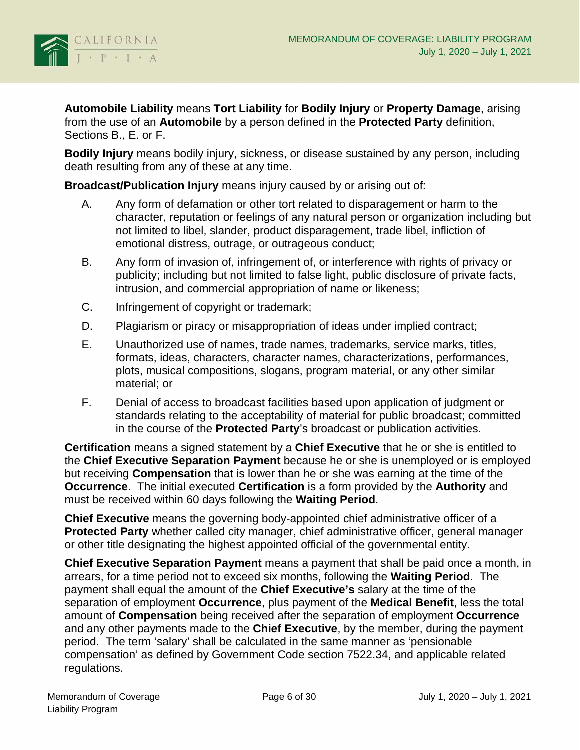**Automobile Liability** means **Tort Liability** for **Bodily Injury** or **Property Damage**, arising from the use of an **Automobile** by a person defined in the **Protected Party** definition, Sections B., E. or F.

**Bodily Injury** means bodily injury, sickness, or disease sustained by any person, including death resulting from any of these at any time.

**Broadcast/Publication Injury** means injury caused by or arising out of:

A. Any form of defamation or other tort related to disparagement or harm to the character, reputation or feelings of any natural person or organization including but not limited to libel, slander, product disparagement, trade libel, infliction of emotional distress, outrage, or outrageous conduct;

B. Any form of invasion of, infringement of, or interference with rights of privacy or publicity; including but not limited to false light, public disclosure of private facts, intrusion, and commercial appropriation of name or likeness;

C. Infringement of copyright or trademark;

D. Plagiarism or piracy or misappropriation of ideas under implied contract;

E. Unauthorized use of names, trade names, trademarks, service marks, titles, formats, ideas, characters, character names, characterizations, performances, plots, musical compositions, slogans, program material, or any other similar material; or

F. Denial of access to broadcast facilities based upon application of judgment or standards relating to the acceptability of material for public broadcast; committed in the course of the **Protected Party**'s broadcast or publication activities.

**Certification** means a signed statement by a **Chief Executive** that he or she is entitled to the **Chief Executive Separation Payment** because he or she is unemployed or is employed but receiving **Compensation** that is lower than he or she was earning at the time of the **Occurrence**. The initial executed **Certification** is a form provided by the **Authority** and must be received within 60 days following the **Waiting Period**.

**Chief Executive** means the governing body-appointed chief administrative officer of a **Protected Party** whether called city manager, chief administrative officer, general manager or other title designating the highest appointed official of the governmental entity.

**Chief Executive Separation Payment** means a payment that shall be paid once a month, in arrears, for a time period not to exceed six months, following the **Waiting Period**. The payment shall equal the amount of the **Chief Executive's** salary at the time of the separation of employment **Occurrence**, plus payment of the **Medical Benefit**, less the total amount of **Compensation** being received after the separation of employment **Occurrence** and any other payments made to the **Chief Executive**, by the member, during the payment period. The term 'salary' shall be calculated in the same manner as 'pensionable compensation' as defined by Government Code section 7522.34, and applicable related regulations.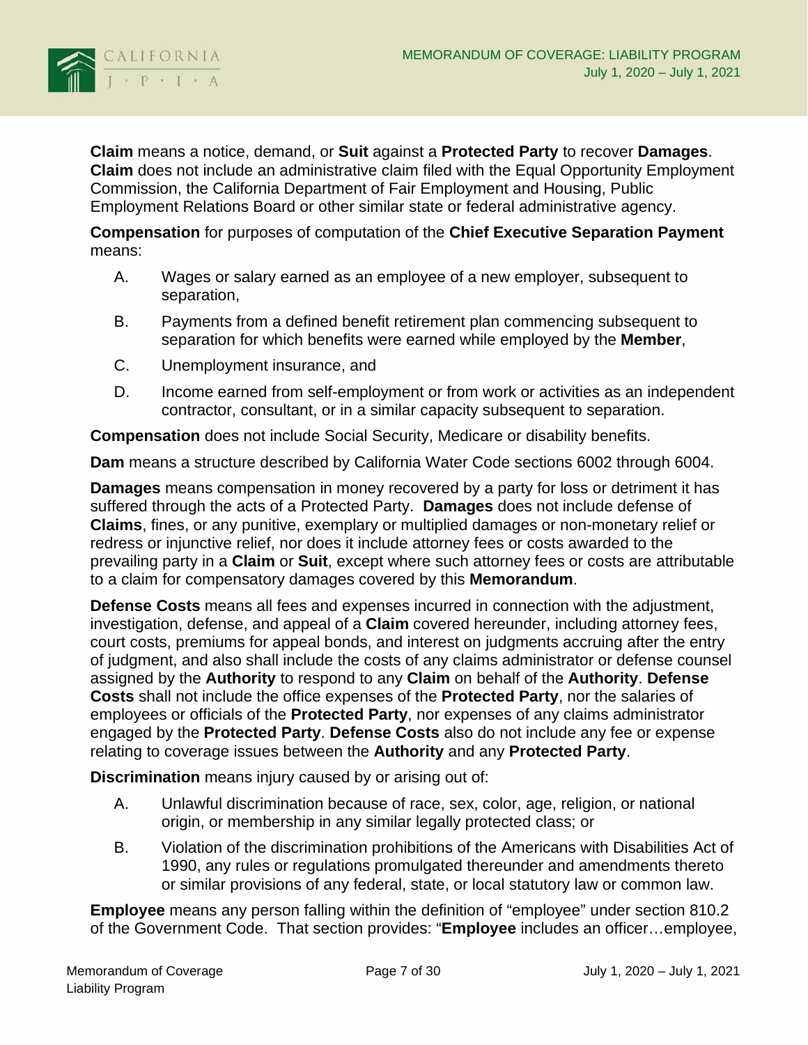**Claim** means a notice, demand, or **Suit** against a **Protected Party** to recover **Damages**. **Claim** does not include an administrative claim filed with the Equal Opportunity Employment Commission, the California Department of Fair Employment and Housing, Public Employment Relations Board or other similar state or federal administrative agency.

**Compensation** for purposes of computation of the **Chief Executive Separation Payment** means:

A. Wages or salary earned as an employee of a new employer, subsequent to separation,

B. Payments from a defined benefit retirement plan commencing subsequent to separation for which benefits were earned while employed by the **Member**,

C. Unemployment insurance, and

D. Income earned from self-employment or from work or activities as an independent contractor, consultant, or in a similar capacity subsequent to separation.

**Compensation** does not include Social Security, Medicare or disability benefits.

**Dam** means a structure described by California Water Code sections 6002 through 6004.

**Damages** means compensation in money recovered by a party for loss or detriment it has suffered through the acts of a Protected Party. **Damages** does not include defense of **Claims**, fines, or any punitive, exemplary or multiplied damages or non-monetary relief or redress or injunctive relief, nor does it include attorney fees or costs awarded to the prevailing party in a **Claim** or **Suit**, except where such attorney fees or costs are attributable to a claim for compensatory damages covered by this **Memorandum**.

**Defense Costs** means all fees and expenses incurred in connection with the adjustment, investigation, defense, and appeal of a **Claim** covered hereunder, including attorney fees, court costs, premiums for appeal bonds, and interest on judgments accruing after the entry of judgment, and also shall include the costs of any claims administrator or defense counsel assigned by the **Authority** to respond to any **Claim** on behalf of the **Authority**. **Defense Costs** shall not include the office expenses of the **Protected Party**, nor the salaries of employees or officials of the **Protected Party**, nor expenses of any claims administrator engaged by the **Protected Party**. **Defense Costs** also do not include any fee or expense relating to coverage issues between the **Authority** and any **Protected Party**.

**Discrimination** means injury caused by or arising out of:

A. Unlawful discrimination because of race, sex, color, age, religion, or national origin, or membership in any similar legally protected class; or

B. Violation of the discrimination prohibitions of the Americans with Disabilities Act of 1990, any rules or regulations promulgated thereunder and amendments thereto or similar provisions of any federal, state, or local statutory law or common law.

**Employee** means any person falling within the definition of "employee" under section 810.2 of the Government Code. That section provides: "**Employee** includes an officer…employee,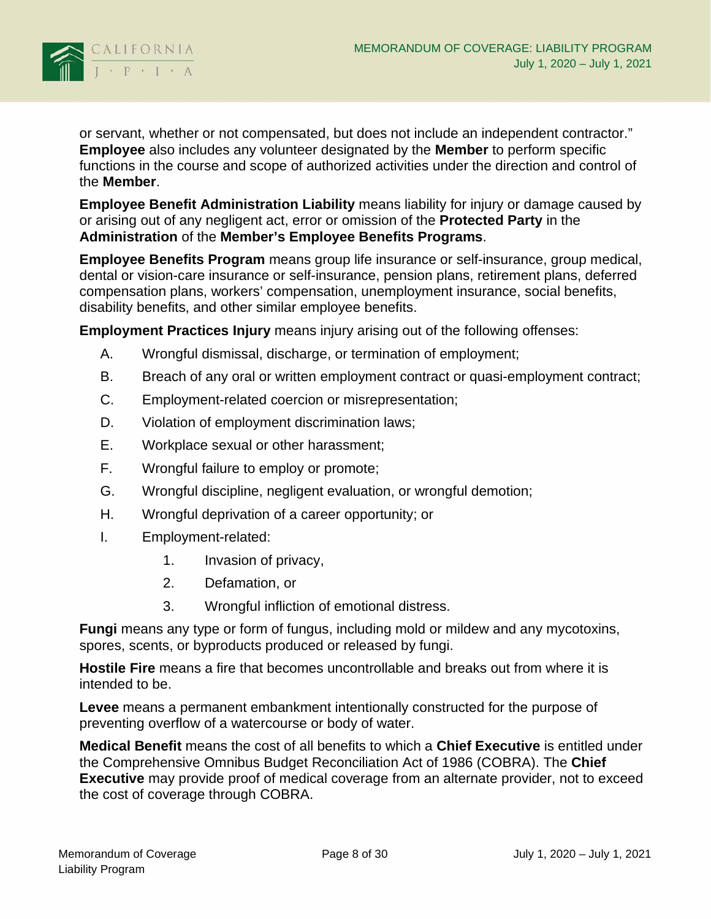or servant, whether or not compensated, but does not include an independent contractor." **Employee** also includes any volunteer designated by the **Member** to perform specific functions in the course and scope of authorized activities under the direction and control of the **Member**.

**Employee Benefit Administration Liability** means liability for injury or damage caused by or arising out of any negligent act, error or omission of the **Protected Party** in the **Administration** of the **Member's Employee Benefits Programs**.

**Employee Benefits Program** means group life insurance or self-insurance, group medical, dental or vision-care insurance or self-insurance, pension plans, retirement plans, deferred compensation plans, workers' compensation, unemployment insurance, social benefits, disability benefits, and other similar employee benefits.

**Employment Practices Injury** means injury arising out of the following offenses:

A. Wrongful dismissal, discharge, or termination of employment;

B. Breach of any oral or written employment contract or quasi-employment contract;

C. Employment-related coercion or misrepresentation;

D. Violation of employment discrimination laws;

E. Workplace sexual or other harassment;

F. Wrongful failure to employ or promote;

G. Wrongful discipline, negligent evaluation, or wrongful demotion;

H. Wrongful deprivation of a career opportunity; or

I. Employment-related:

   1. Invasion of privacy,

   2. Defamation, or

   3. Wrongful infliction of emotional distress.

**Fungi** means any type or form of fungus, including mold or mildew and any mycotoxins, spores, scents, or byproducts produced or released by fungi.

**Hostile Fire** means a fire that becomes uncontrollable and breaks out from where it is intended to be.

**Levee** means a permanent embankment intentionally constructed for the purpose of preventing overflow of a watercourse or body of water.

**Medical Benefit** means the cost of all benefits to which a **Chief Executive** is entitled under the Comprehensive Omnibus Budget Reconciliation Act of 1986 (COBRA). The **Chief Executive** may provide proof of medical coverage from an alternate provider, not to exceed the cost of coverage through COBRA.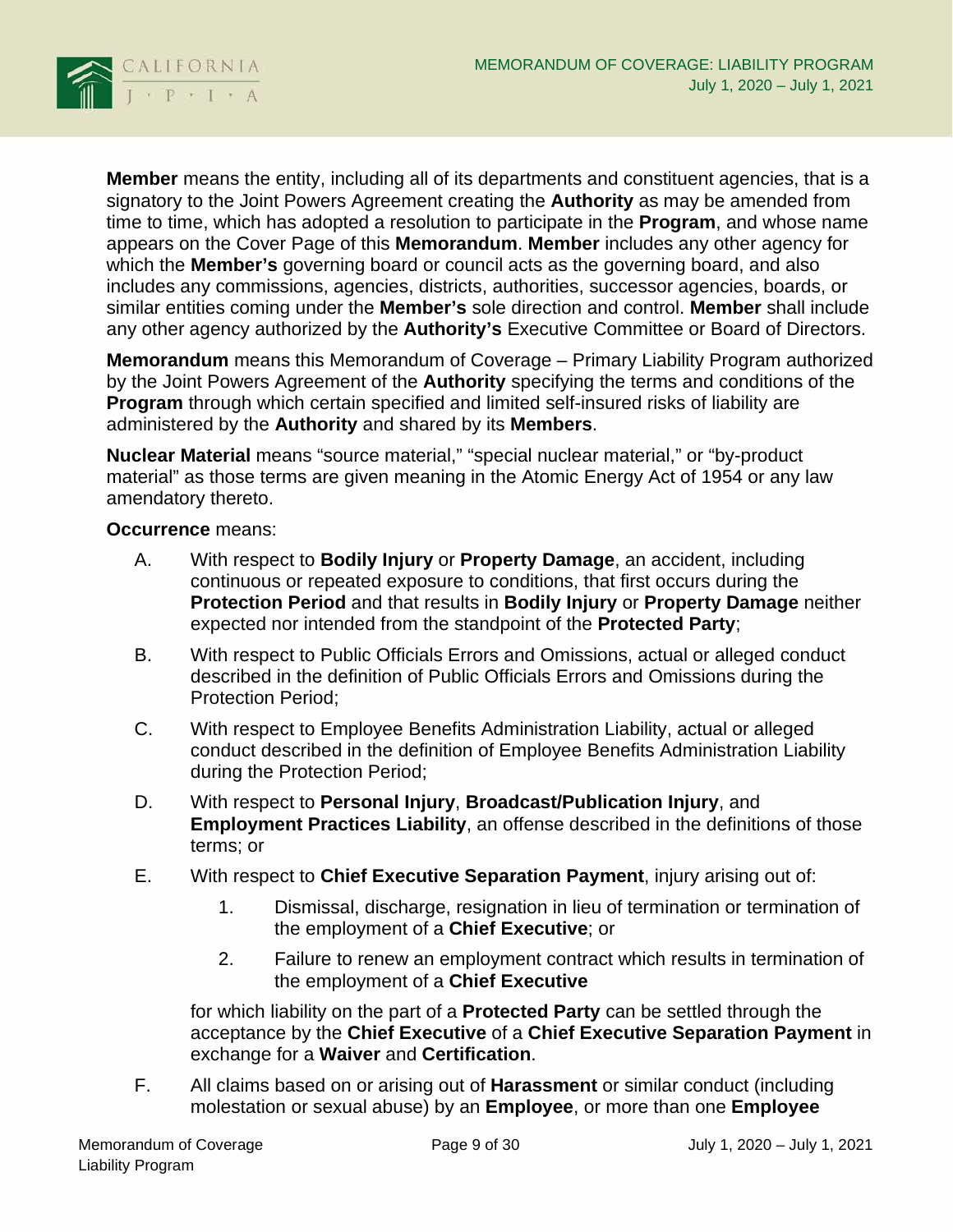**Member** means the entity, including all of its departments and constituent agencies, that is a signatory to the Joint Powers Agreement creating the **Authority** as may be amended from time to time, which has adopted a resolution to participate in the **Program**, and whose name appears on the Cover Page of this **Memorandum**. **Member** includes any other agency for which the **Member's** governing board or council acts as the governing board, and also includes any commissions, agencies, districts, authorities, successor agencies, boards, or similar entities coming under the **Member's** sole direction and control. **Member** shall include any other agency authorized by the **Authority's** Executive Committee or Board of Directors.

**Memorandum** means this Memorandum of Coverage – Primary Liability Program authorized by the Joint Powers Agreement of the **Authority** specifying the terms and conditions of the **Program** through which certain specified and limited self-insured risks of liability are administered by the **Authority** and shared by its **Members**.

**Nuclear Material** means "source material," "special nuclear material," or "by-product material" as those terms are given meaning in the Atomic Energy Act of 1954 or any law amendatory thereto.

**Occurrence** means:

A. With respect to **Bodily Injury** or **Property Damage**, an accident, including continuous or repeated exposure to conditions, that first occurs during the **Protection Period** and that results in **Bodily Injury** or **Property Damage** neither expected nor intended from the standpoint of the **Protected Party**;

B. With respect to Public Officials Errors and Omissions, actual or alleged conduct described in the definition of Public Officials Errors and Omissions during the Protection Period;

C. With respect to Employee Benefits Administration Liability, actual or alleged conduct described in the definition of Employee Benefits Administration Liability during the Protection Period;

D. With respect to **Personal Injury**, **Broadcast/Publication Injury**, and **Employment Practices Liability**, an offense described in the definitions of those terms; or

E. With respect to **Chief Executive Separation Payment**, injury arising out of:

   1. Dismissal, discharge, resignation in lieu of termination or termination of the employment of a **Chief Executive**; or

   2. Failure to renew an employment contract which results in termination of the employment of a **Chief Executive**

   for which liability on the part of a **Protected Party** can be settled through the acceptance by the **Chief Executive** of a **Chief Executive Separation Payment** in exchange for a **Waiver** and **Certification**.

F. All claims based on or arising out of **Harassment** or similar conduct (including molestation or sexual abuse) by an **Employee**, or more than one **Employee**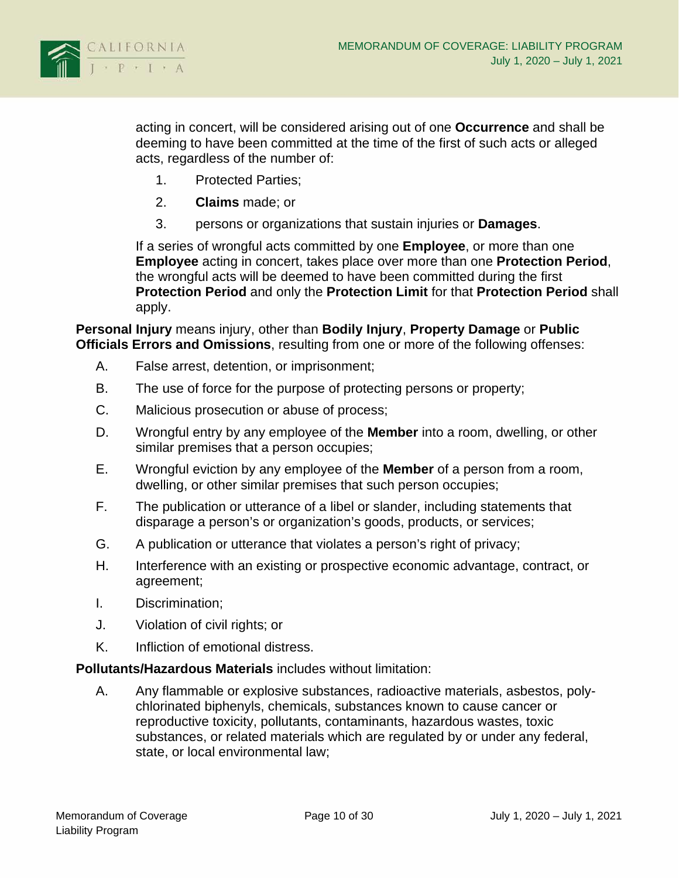acting in concert, will be considered arising out of one **Occurrence** and shall be deeming to have been committed at the time of the first of such acts or alleged acts, regardless of the number of:

1. Protected Parties;
2. **Claims** made; or
3. persons or organizations that sustain injuries or **Damages**.

If a series of wrongful acts committed by one **Employee**, or more than one **Employee** acting in concert, takes place over more than one **Protection Period**, the wrongful acts will be deemed to have been committed during the first **Protection Period** and only the **Protection Limit** for that **Protection Period** shall apply.

**Personal Injury** means injury, other than **Bodily Injury**, **Property Damage** or **Public Officials Errors and Omissions**, resulting from one or more of the following offenses:

A. False arrest, detention, or imprisonment;

B. The use of force for the purpose of protecting persons or property;

C. Malicious prosecution or abuse of process;

D. Wrongful entry by any employee of the **Member** into a room, dwelling, or other similar premises that a person occupies;

E. Wrongful eviction by any employee of the **Member** of a person from a room, dwelling, or other similar premises that such person occupies;

F. The publication or utterance of a libel or slander, including statements that disparage a person's or organization's goods, products, or services;

G. A publication or utterance that violates a person's right of privacy;

H. Interference with an existing or prospective economic advantage, contract, or agreement;

I. Discrimination;

J. Violation of civil rights; or

K. Infliction of emotional distress.

**Pollutants/Hazardous Materials** includes without limitation:

A. Any flammable or explosive substances, radioactive materials, asbestos, poly-chlorinated biphenyls, chemicals, substances known to cause cancer or reproductive toxicity, pollutants, contaminants, hazardous wastes, toxic substances, or related materials which are regulated by or under any federal, state, or local environmental law;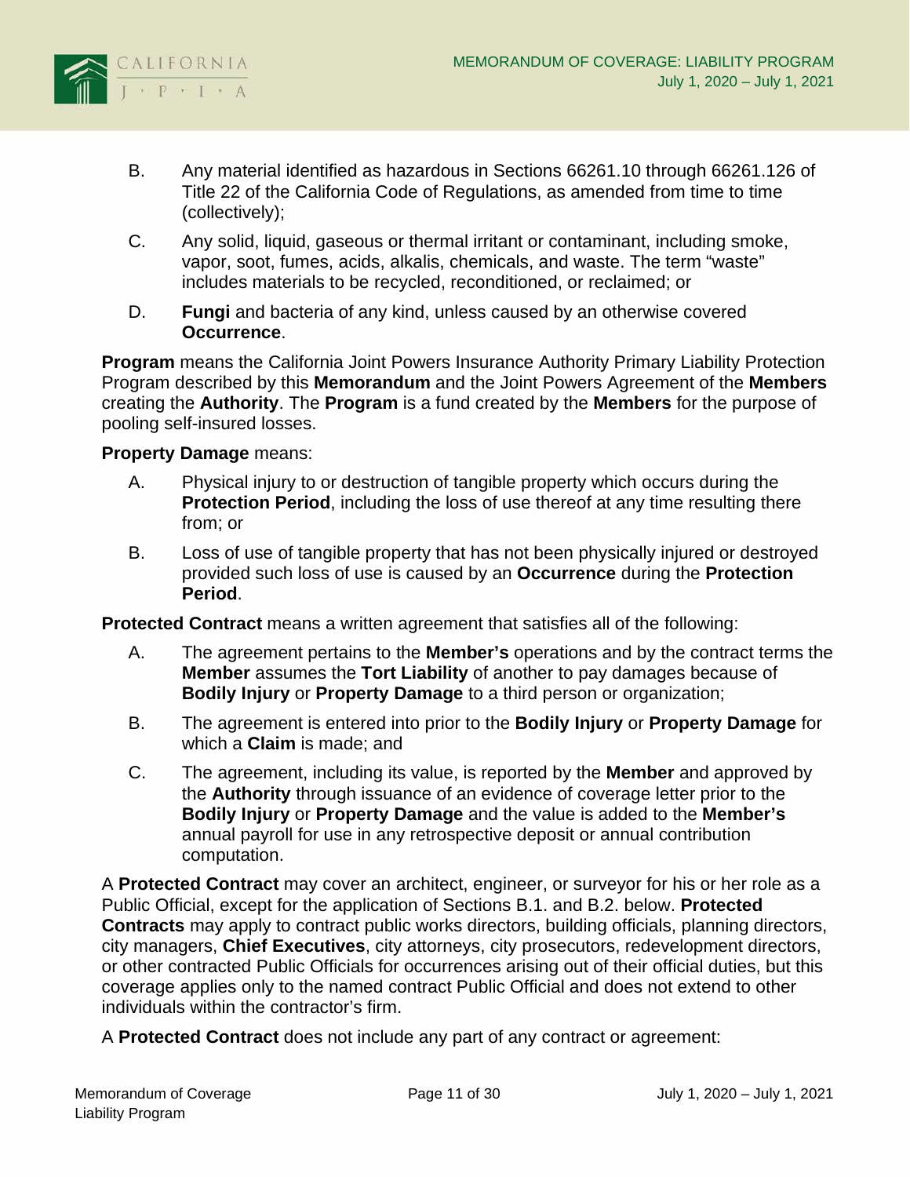B. Any material identified as hazardous in Sections 66261.10 through 66261.126 of Title 22 of the California Code of Regulations, as amended from time to time (collectively);

C. Any solid, liquid, gaseous or thermal irritant or contaminant, including smoke, vapor, soot, fumes, acids, alkalis, chemicals, and waste. The term "waste" includes materials to be recycled, reconditioned, or reclaimed; or

D. **Fungi** and bacteria of any kind, unless caused by an otherwise covered **Occurrence**.

**Program** means the California Joint Powers Insurance Authority Primary Liability Protection Program described by this **Memorandum** and the Joint Powers Agreement of the **Members** creating the **Authority**. The **Program** is a fund created by the **Members** for the purpose of pooling self-insured losses.

**Property Damage** means:

A. Physical injury to or destruction of tangible property which occurs during the **Protection Period**, including the loss of use thereof at any time resulting there from; or

B. Loss of use of tangible property that has not been physically injured or destroyed provided such loss of use is caused by an **Occurrence** during the **Protection Period**.

**Protected Contract** means a written agreement that satisfies all of the following:

A. The agreement pertains to the **Member's** operations and by the contract terms the **Member** assumes the **Tort Liability** of another to pay damages because of **Bodily Injury** or **Property Damage** to a third person or organization;

B. The agreement is entered into prior to the **Bodily Injury** or **Property Damage** for which a **Claim** is made; and

C. The agreement, including its value, is reported by the **Member** and approved by the **Authority** through issuance of an evidence of coverage letter prior to the **Bodily Injury** or **Property Damage** and the value is added to the **Member's** annual payroll for use in any retrospective deposit or annual contribution computation.

A **Protected Contract** may cover an architect, engineer, or surveyor for his or her role as a Public Official, except for the application of Sections B.1. and B.2. below. **Protected Contracts** may apply to contract public works directors, building officials, planning directors, city managers, **Chief Executives**, city attorneys, city prosecutors, redevelopment directors, or other contracted Public Officials for occurrences arising out of their official duties, but this coverage applies only to the named contract Public Official and does not extend to other individuals within the contractor's firm.

A **Protected Contract** does not include any part of any contract or agreement: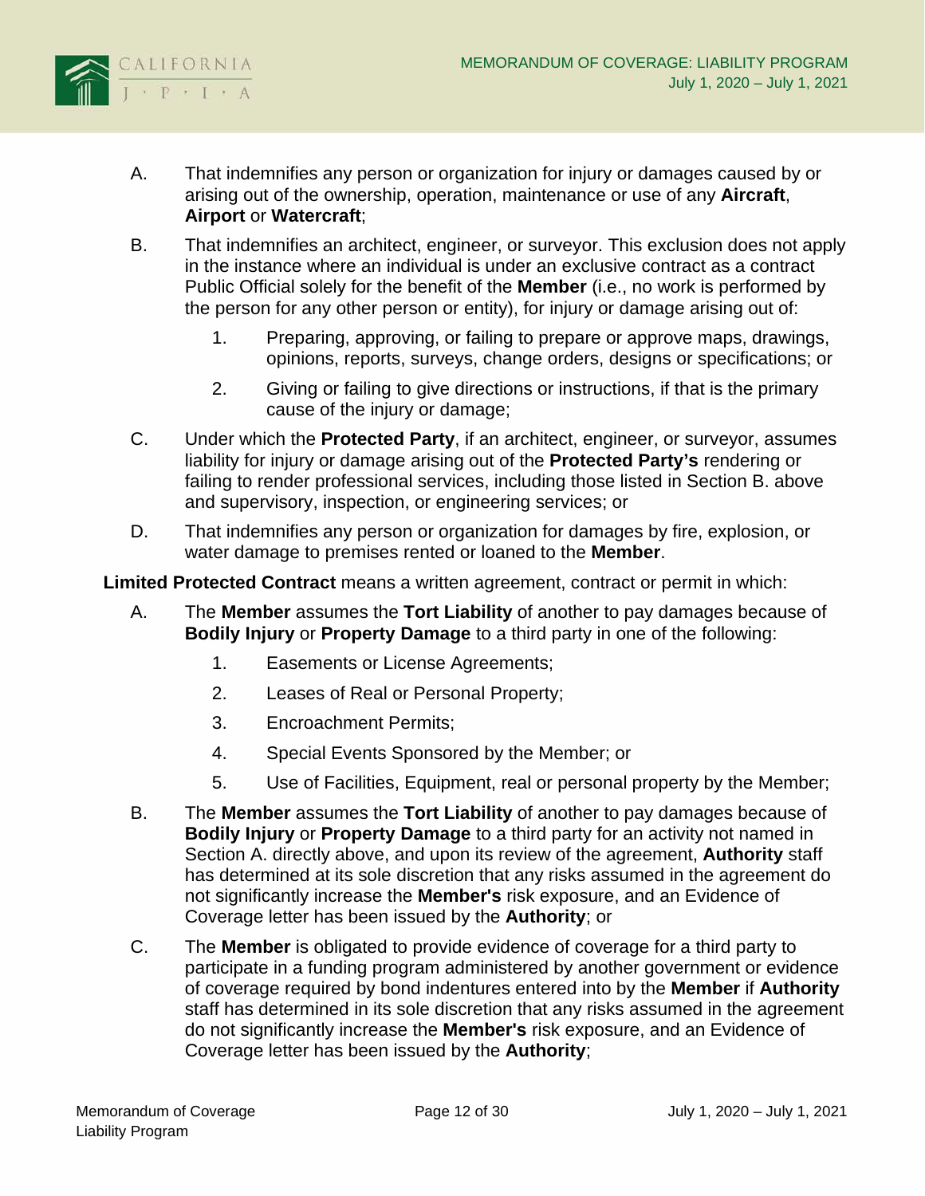A. That indemnifies any person or organization for injury or damages caused by or arising out of the ownership, operation, maintenance or use of any **Aircraft**, **Airport** or **Watercraft**;

B. That indemnifies an architect, engineer, or surveyor. This exclusion does not apply in the instance where an individual is under an exclusive contract as a contract Public Official solely for the benefit of the **Member** (i.e., no work is performed by the person for any other person or entity), for injury or damage arising out of:

   1. Preparing, approving, or failing to prepare or approve maps, drawings, opinions, reports, surveys, change orders, designs or specifications; or

   2. Giving or failing to give directions or instructions, if that is the primary cause of the injury or damage;

C. Under which the **Protected Party**, if an architect, engineer, or surveyor, assumes liability for injury or damage arising out of the **Protected Party's** rendering or failing to render professional services, including those listed in Section B. above and supervisory, inspection, or engineering services; or

D. That indemnifies any person or organization for damages by fire, explosion, or water damage to premises rented or loaned to the **Member**.

**Limited Protected Contract** means a written agreement, contract or permit in which:

A. The **Member** assumes the **Tort Liability** of another to pay damages because of **Bodily Injury** or **Property Damage** to a third party in one of the following:

   1. Easements or License Agreements;

   2. Leases of Real or Personal Property;

   3. Encroachment Permits;

   4. Special Events Sponsored by the Member; or

   5. Use of Facilities, Equipment, real or personal property by the Member;

B. The **Member** assumes the **Tort Liability** of another to pay damages because of **Bodily Injury** or **Property Damage** to a third party for an activity not named in Section A. directly above, and upon its review of the agreement, **Authority** staff has determined at its sole discretion that any risks assumed in the agreement do not significantly increase the **Member's** risk exposure, and an Evidence of Coverage letter has been issued by the **Authority**; or

C. The **Member** is obligated to provide evidence of coverage for a third party to participate in a funding program administered by another government or evidence of coverage required by bond indentures entered into by the **Member** if **Authority** staff has determined in its sole discretion that any risks assumed in the agreement do not significantly increase the **Member's** risk exposure, and an Evidence of Coverage letter has been issued by the **Authority**;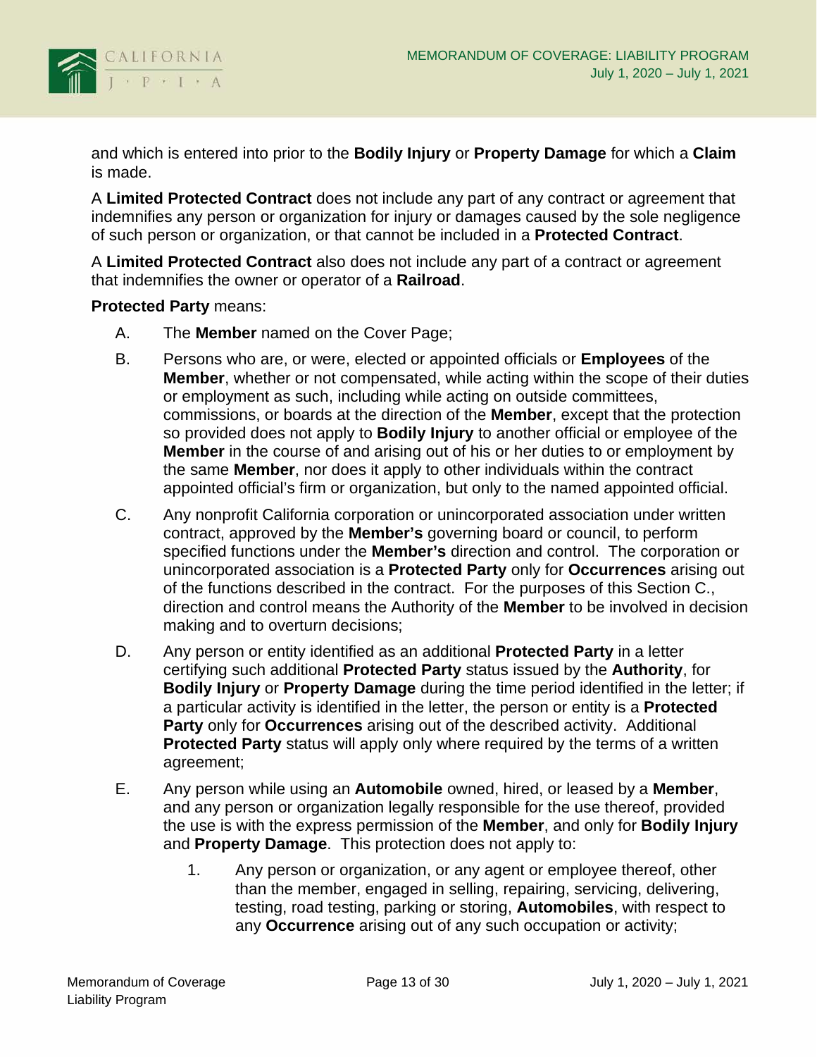and which is entered into prior to the **Bodily Injury** or **Property Damage** for which a **Claim** is made.

A **Limited Protected Contract** does not include any part of any contract or agreement that indemnifies any person or organization for injury or damages caused by the sole negligence of such person or organization, or that cannot be included in a **Protected Contract**.

A **Limited Protected Contract** also does not include any part of a contract or agreement that indemnifies the owner or operator of a **Railroad**.

**Protected Party** means:

A. The **Member** named on the Cover Page;

B. Persons who are, or were, elected or appointed officials or **Employees** of the **Member**, whether or not compensated, while acting within the scope of their duties or employment as such, including while acting on outside committees, commissions, or boards at the direction of the **Member**, except that the protection so provided does not apply to **Bodily Injury** to another official or employee of the **Member** in the course of and arising out of his or her duties to or employment by the same **Member**, nor does it apply to other individuals within the contract appointed official's firm or organization, but only to the named appointed official.

C. Any nonprofit California corporation or unincorporated association under written contract, approved by the **Member's** governing board or council, to perform specified functions under the **Member's** direction and control. The corporation or unincorporated association is a **Protected Party** only for **Occurrences** arising out of the functions described in the contract. For the purposes of this Section C., direction and control means the Authority of the **Member** to be involved in decision making and to overturn decisions;

D. Any person or entity identified as an additional **Protected Party** in a letter certifying such additional **Protected Party** status issued by the **Authority**, for **Bodily Injury** or **Property Damage** during the time period identified in the letter; if a particular activity is identified in the letter, the person or entity is a **Protected Party** only for **Occurrences** arising out of the described activity. Additional **Protected Party** status will apply only where required by the terms of a written agreement;

E. Any person while using an **Automobile** owned, hired, or leased by a **Member**, and any person or organization legally responsible for the use thereof, provided the use is with the express permission of the **Member**, and only for **Bodily Injury** and **Property Damage**. This protection does not apply to:

   1. Any person or organization, or any agent or employee thereof, other than the member, engaged in selling, repairing, servicing, delivering, testing, road testing, parking or storing, **Automobiles**, with respect to any **Occurrence** arising out of any such occupation or activity;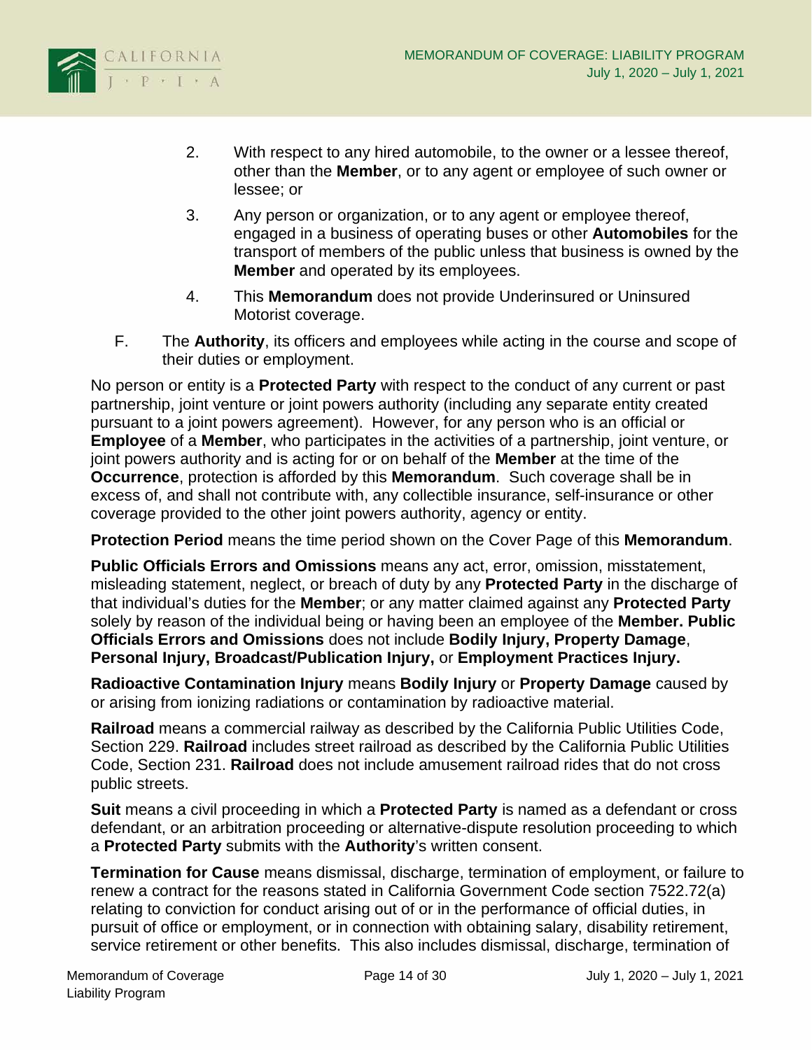2. With respect to any hired automobile, to the owner or a lessee thereof, other than the **Member**, or to any agent or employee of such owner or lessee; or

3. Any person or organization, or to any agent or employee thereof, engaged in a business of operating buses or other **Automobiles** for the transport of members of the public unless that business is owned by the **Member** and operated by its employees.

4. This **Memorandum** does not provide Underinsured or Uninsured Motorist coverage.

F. The **Authority**, its officers and employees while acting in the course and scope of their duties or employment.

No person or entity is a **Protected Party** with respect to the conduct of any current or past partnership, joint venture or joint powers authority (including any separate entity created pursuant to a joint powers agreement). However, for any person who is an official or **Employee** of a **Member**, who participates in the activities of a partnership, joint venture, or joint powers authority and is acting for or on behalf of the **Member** at the time of the **Occurrence**, protection is afforded by this **Memorandum**. Such coverage shall be in excess of, and shall not contribute with, any collectible insurance, self-insurance or other coverage provided to the other joint powers authority, agency or entity.

**Protection Period** means the time period shown on the Cover Page of this **Memorandum**.

**Public Officials Errors and Omissions** means any act, error, omission, misstatement, misleading statement, neglect, or breach of duty by any **Protected Party** in the discharge of that individual's duties for the **Member**; or any matter claimed against any **Protected Party** solely by reason of the individual being or having been an employee of the **Member. Public Officials Errors and Omissions** does not include **Bodily Injury, Property Damage**, **Personal Injury, Broadcast/Publication Injury,** or **Employment Practices Injury.**

**Radioactive Contamination Injury** means **Bodily Injury** or **Property Damage** caused by or arising from ionizing radiations or contamination by radioactive material.

**Railroad** means a commercial railway as described by the California Public Utilities Code, Section 229. **Railroad** includes street railroad as described by the California Public Utilities Code, Section 231. **Railroad** does not include amusement railroad rides that do not cross public streets.

**Suit** means a civil proceeding in which a **Protected Party** is named as a defendant or cross defendant, or an arbitration proceeding or alternative-dispute resolution proceeding to which a **Protected Party** submits with the **Authority**'s written consent.

**Termination for Cause** means dismissal, discharge, termination of employment, or failure to renew a contract for the reasons stated in California Government Code section 7522.72(a) relating to conviction for conduct arising out of or in the performance of official duties, in pursuit of office or employment, or in connection with obtaining salary, disability retirement, service retirement or other benefits. This also includes dismissal, discharge, termination of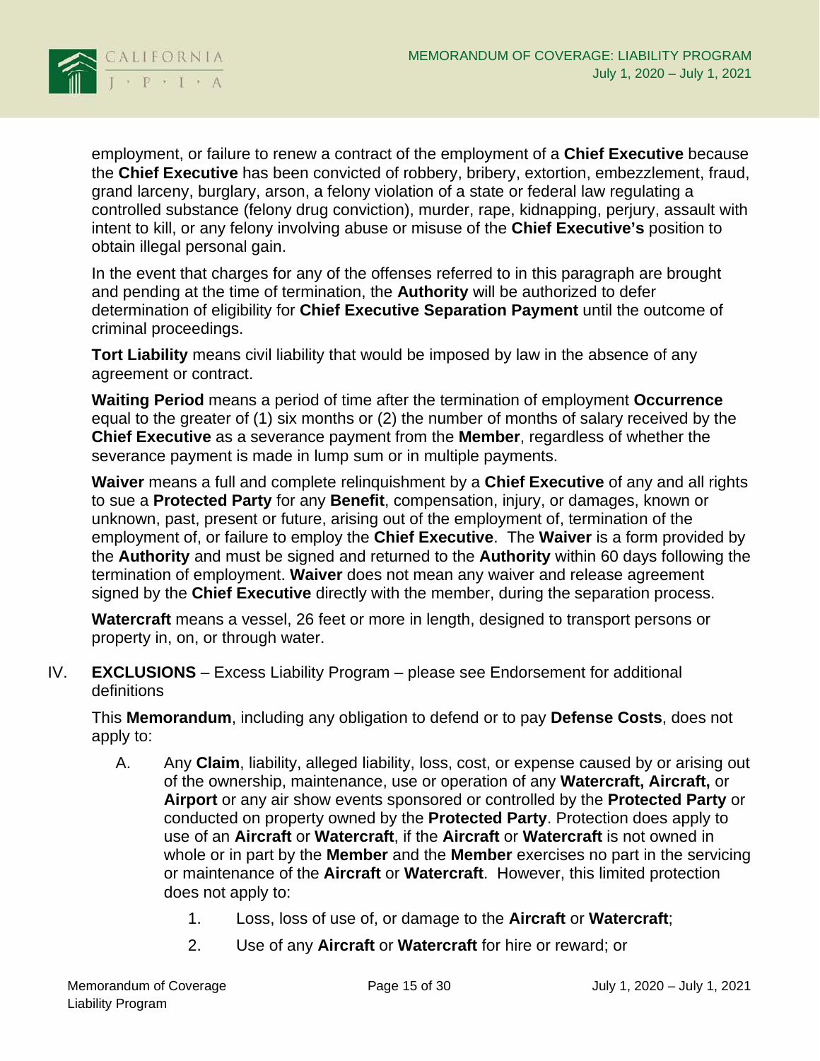employment, or failure to renew a contract of the employment of a **Chief Executive** because the **Chief Executive** has been convicted of robbery, bribery, extortion, embezzlement, fraud, grand larceny, burglary, arson, a felony violation of a state or federal law regulating a controlled substance (felony drug conviction), murder, rape, kidnapping, perjury, assault with intent to kill, or any felony involving abuse or misuse of the **Chief Executive's** position to obtain illegal personal gain.

In the event that charges for any of the offenses referred to in this paragraph are brought and pending at the time of termination, the **Authority** will be authorized to defer determination of eligibility for **Chief Executive Separation Payment** until the outcome of criminal proceedings.

**Tort Liability** means civil liability that would be imposed by law in the absence of any agreement or contract.

**Waiting Period** means a period of time after the termination of employment **Occurrence** equal to the greater of (1) six months or (2) the number of months of salary received by the **Chief Executive** as a severance payment from the **Member**, regardless of whether the severance payment is made in lump sum or in multiple payments.

**Waiver** means a full and complete relinquishment by a **Chief Executive** of any and all rights to sue a **Protected Party** for any **Benefit**, compensation, injury, or damages, known or unknown, past, present or future, arising out of the employment of, termination of the employment of, or failure to employ the **Chief Executive**. The **Waiver** is a form provided by the **Authority** and must be signed and returned to the **Authority** within 60 days following the termination of employment. **Waiver** does not mean any waiver and release agreement signed by the **Chief Executive** directly with the member, during the separation process.

**Watercraft** means a vessel, 26 feet or more in length, designed to transport persons or property in, on, or through water.

IV. **EXCLUSIONS** – Excess Liability Program – please see Endorsement for additional definitions

This **Memorandum**, including any obligation to defend or to pay **Defense Costs**, does not apply to:

A. Any **Claim**, liability, alleged liability, loss, cost, or expense caused by or arising out of the ownership, maintenance, use or operation of any **Watercraft, Aircraft,** or **Airport** or any air show events sponsored or controlled by the **Protected Party** or conducted on property owned by the **Protected Party**. Protection does apply to use of an **Aircraft** or **Watercraft**, if the **Aircraft** or **Watercraft** is not owned in whole or in part by the **Member** and the **Member** exercises no part in the servicing or maintenance of the **Aircraft** or **Watercraft**. However, this limited protection does not apply to:

   1. Loss, loss of use of, or damage to the **Aircraft** or **Watercraft**;

   2. Use of any **Aircraft** or **Watercraft** for hire or reward; or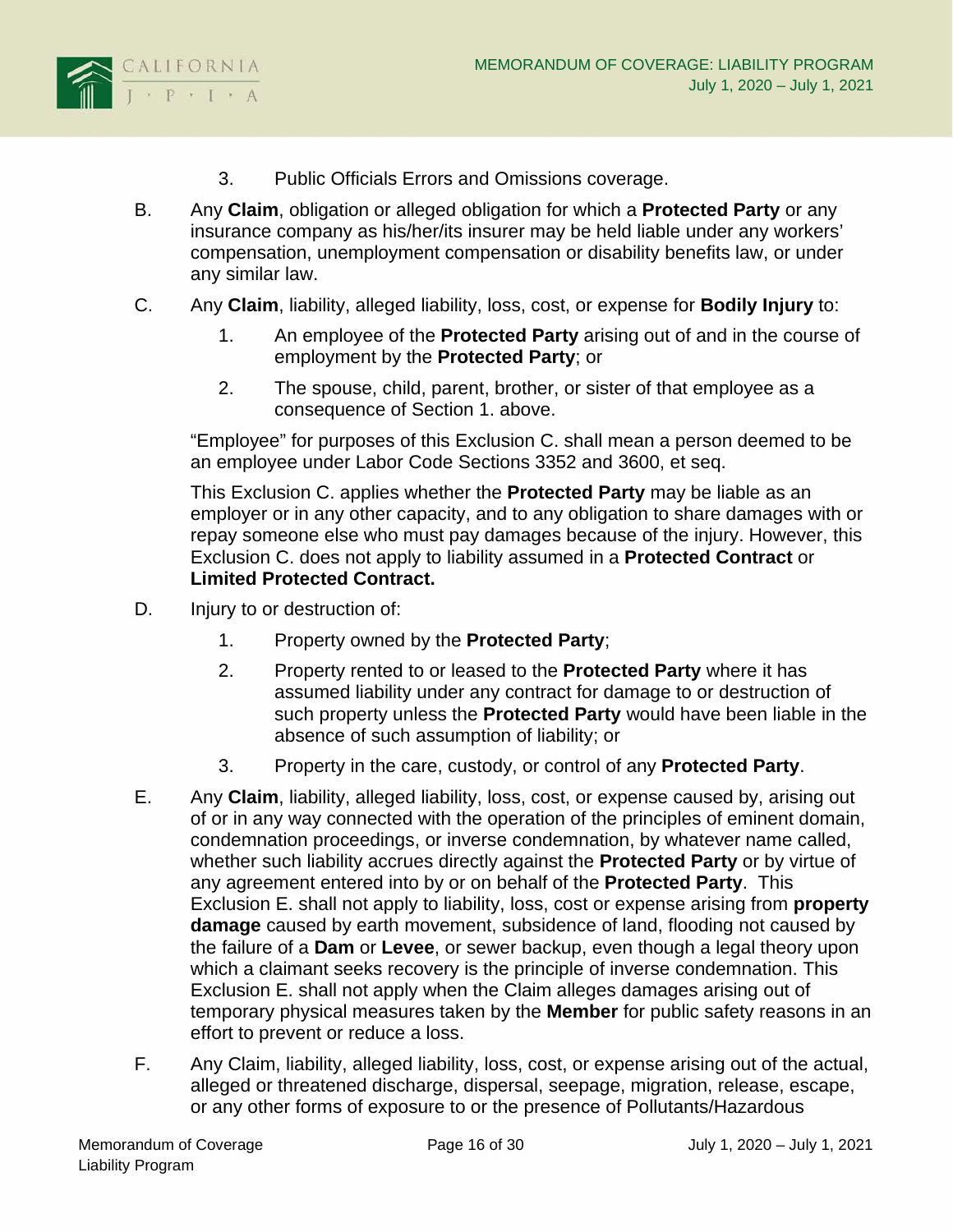3. Public Officials Errors and Omissions coverage.

B. Any **Claim**, obligation or alleged obligation for which a **Protected Party** or any insurance company as his/her/its insurer may be held liable under any workers' compensation, unemployment compensation or disability benefits law, or under any similar law.

C. Any **Claim**, liability, alleged liability, loss, cost, or expense for **Bodily Injury** to:

   1. An employee of the **Protected Party** arising out of and in the course of employment by the **Protected Party**; or

   2. The spouse, child, parent, brother, or sister of that employee as a consequence of Section 1. above.

   "Employee" for purposes of this Exclusion C. shall mean a person deemed to be an employee under Labor Code Sections 3352 and 3600, et seq.

   This Exclusion C. applies whether the **Protected Party** may be liable as an employer or in any other capacity, and to any obligation to share damages with or repay someone else who must pay damages because of the injury. However, this Exclusion C. does not apply to liability assumed in a **Protected Contract** or **Limited Protected Contract.**

D. Injury to or destruction of:

   1. Property owned by the **Protected Party**;

   2. Property rented to or leased to the **Protected Party** where it has assumed liability under any contract for damage to or destruction of such property unless the **Protected Party** would have been liable in the absence of such assumption of liability; or

   3. Property in the care, custody, or control of any **Protected Party**.

E. Any **Claim**, liability, alleged liability, loss, cost, or expense caused by, arising out of or in any way connected with the operation of the principles of eminent domain, condemnation proceedings, or inverse condemnation, by whatever name called, whether such liability accrues directly against the **Protected Party** or by virtue of any agreement entered into by or on behalf of the **Protected Party**. This Exclusion E. shall not apply to liability, loss, cost or expense arising from **property damage** caused by earth movement, subsidence of land, flooding not caused by the failure of a **Dam** or **Levee**, or sewer backup, even though a legal theory upon which a claimant seeks recovery is the principle of inverse condemnation. This Exclusion E. shall not apply when the Claim alleges damages arising out of temporary physical measures taken by the **Member** for public safety reasons in an effort to prevent or reduce a loss.

F. Any Claim, liability, alleged liability, loss, cost, or expense arising out of the actual, alleged or threatened discharge, dispersal, seepage, migration, release, escape, or any other forms of exposure to or the presence of Pollutants/Hazardous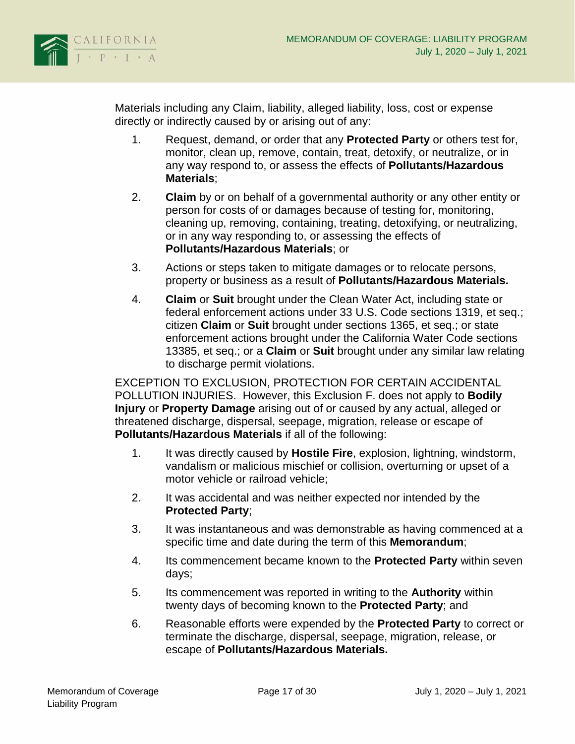Materials including any Claim, liability, alleged liability, loss, cost or expense directly or indirectly caused by or arising out of any:

1. Request, demand, or order that any **Protected Party** or others test for, monitor, clean up, remove, contain, treat, detoxify, or neutralize, or in any way respond to, or assess the effects of **Pollutants/Hazardous Materials**;
2. **Claim** by or on behalf of a governmental authority or any other entity or person for costs of or damages because of testing for, monitoring, cleaning up, removing, containing, treating, detoxifying, or neutralizing, or in any way responding to, or assessing the effects of **Pollutants/Hazardous Materials**; or
3. Actions or steps taken to mitigate damages or to relocate persons, property or business as a result of **Pollutants/Hazardous Materials.**
4. **Claim** or **Suit** brought under the Clean Water Act, including state or federal enforcement actions under 33 U.S. Code sections 1319, et seq.; citizen **Claim** or **Suit** brought under sections 1365, et seq.; or state enforcement actions brought under the California Water Code sections 13385, et seq.; or a **Claim** or **Suit** brought under any similar law relating to discharge permit violations.

EXCEPTION TO EXCLUSION, PROTECTION FOR CERTAIN ACCIDENTAL POLLUTION INJURIES. However, this Exclusion F. does not apply to **Bodily Injury** or **Property Damage** arising out of or caused by any actual, alleged or threatened discharge, dispersal, seepage, migration, release or escape of **Pollutants/Hazardous Materials** if all of the following:

1. It was directly caused by **Hostile Fire**, explosion, lightning, windstorm, vandalism or malicious mischief or collision, overturning or upset of a motor vehicle or railroad vehicle;
2. It was accidental and was neither expected nor intended by the **Protected Party**;
3. It was instantaneous and was demonstrable as having commenced at a specific time and date during the term of this **Memorandum**;
4. Its commencement became known to the **Protected Party** within seven days;
5. Its commencement was reported in writing to the **Authority** within twenty days of becoming known to the **Protected Party**; and
6. Reasonable efforts were expended by the **Protected Party** to correct or terminate the discharge, dispersal, seepage, migration, release, or escape of **Pollutants/Hazardous Materials.**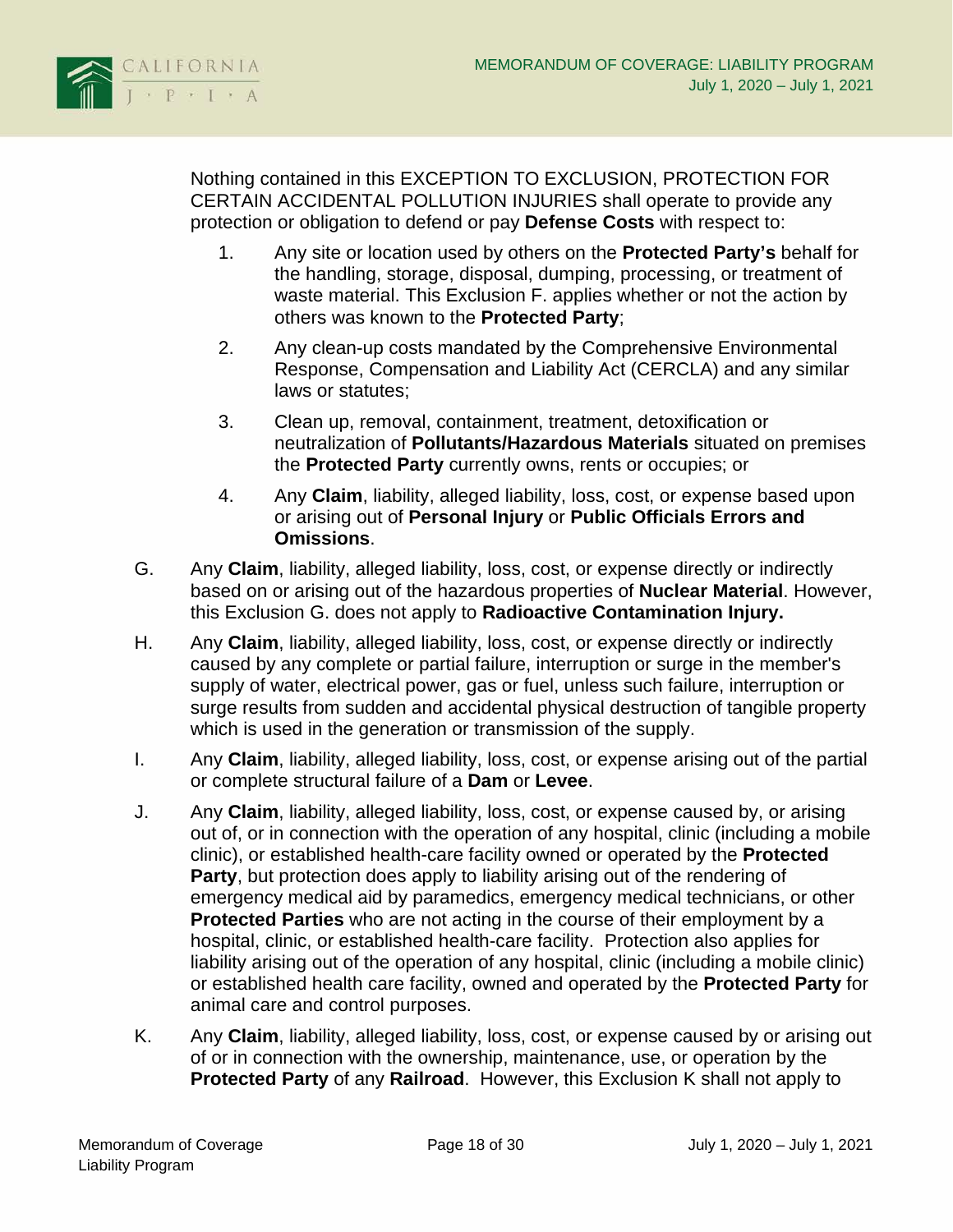Nothing contained in this EXCEPTION TO EXCLUSION, PROTECTION FOR CERTAIN ACCIDENTAL POLLUTION INJURIES shall operate to provide any protection or obligation to defend or pay **Defense Costs** with respect to:

1. Any site or location used by others on the **Protected Party's** behalf for the handling, storage, disposal, dumping, processing, or treatment of waste material. This Exclusion F. applies whether or not the action by others was known to the **Protected Party**;

2. Any clean-up costs mandated by the Comprehensive Environmental Response, Compensation and Liability Act (CERCLA) and any similar laws or statutes;

3. Clean up, removal, containment, treatment, detoxification or neutralization of **Pollutants/Hazardous Materials** situated on premises the **Protected Party** currently owns, rents or occupies; or

4. Any **Claim**, liability, alleged liability, loss, cost, or expense based upon or arising out of **Personal Injury** or **Public Officials Errors and Omissions**.

G. Any **Claim**, liability, alleged liability, loss, cost, or expense directly or indirectly based on or arising out of the hazardous properties of **Nuclear Material**. However, this Exclusion G. does not apply to **Radioactive Contamination Injury.**

H. Any **Claim**, liability, alleged liability, loss, cost, or expense directly or indirectly caused by any complete or partial failure, interruption or surge in the member's supply of water, electrical power, gas or fuel, unless such failure, interruption or surge results from sudden and accidental physical destruction of tangible property which is used in the generation or transmission of the supply.

I. Any **Claim**, liability, alleged liability, loss, cost, or expense arising out of the partial or complete structural failure of a **Dam** or **Levee**.

J. Any **Claim**, liability, alleged liability, loss, cost, or expense caused by, or arising out of, or in connection with the operation of any hospital, clinic (including a mobile clinic), or established health-care facility owned or operated by the **Protected Party**, but protection does apply to liability arising out of the rendering of emergency medical aid by paramedics, emergency medical technicians, or other **Protected Parties** who are not acting in the course of their employment by a hospital, clinic, or established health-care facility. Protection also applies for liability arising out of the operation of any hospital, clinic (including a mobile clinic) or established health care facility, owned and operated by the **Protected Party** for animal care and control purposes.

K. Any **Claim**, liability, alleged liability, loss, cost, or expense caused by or arising out of or in connection with the ownership, maintenance, use, or operation by the **Protected Party** of any **Railroad**. However, this Exclusion K shall not apply to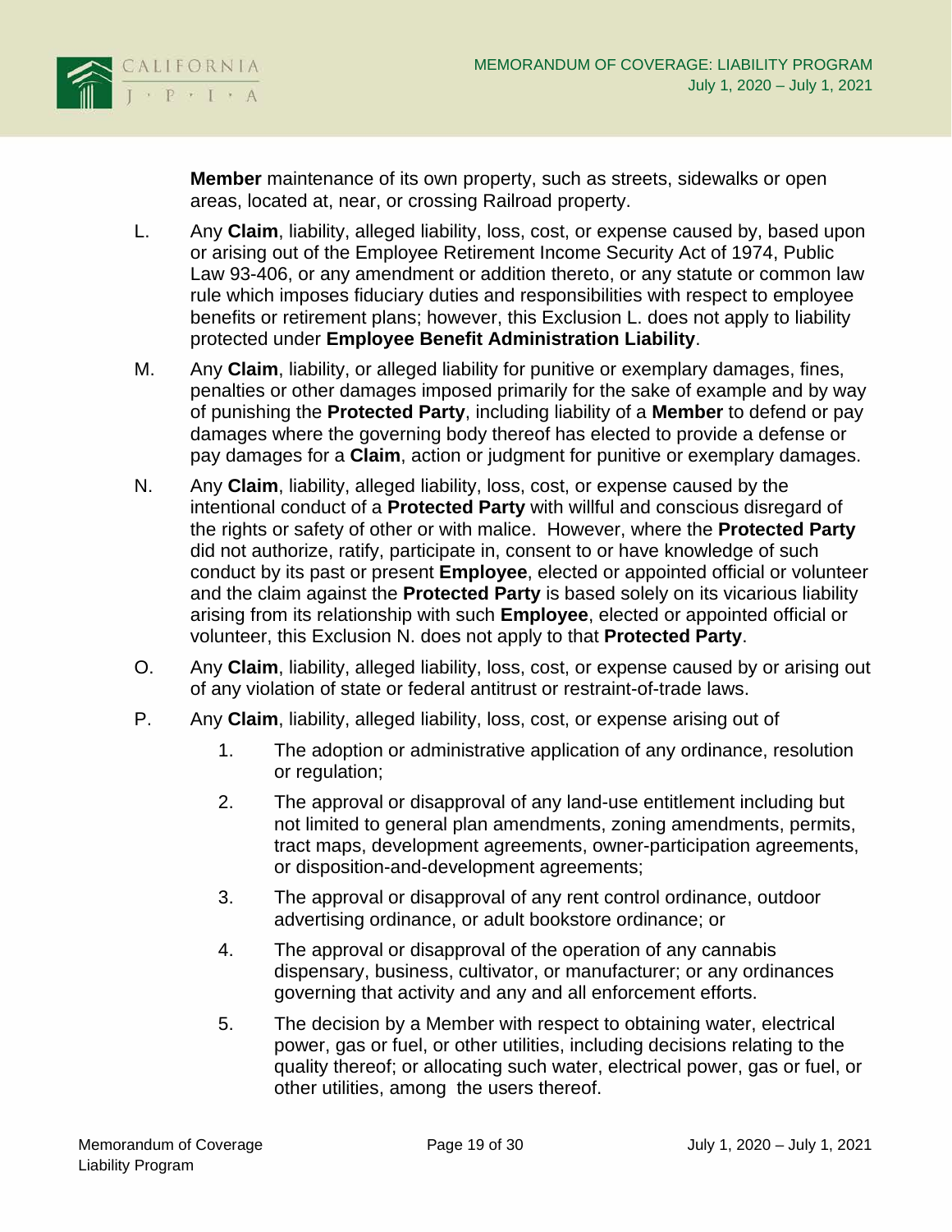**Member** maintenance of its own property, such as streets, sidewalks or open areas, located at, near, or crossing Railroad property.

L. Any **Claim**, liability, alleged liability, loss, cost, or expense caused by, based upon or arising out of the Employee Retirement Income Security Act of 1974, Public Law 93-406, or any amendment or addition thereto, or any statute or common law rule which imposes fiduciary duties and responsibilities with respect to employee benefits or retirement plans; however, this Exclusion L. does not apply to liability protected under **Employee Benefit Administration Liability**.

M. Any **Claim**, liability, or alleged liability for punitive or exemplary damages, fines, penalties or other damages imposed primarily for the sake of example and by way of punishing the **Protected Party**, including liability of a **Member** to defend or pay damages where the governing body thereof has elected to provide a defense or pay damages for a **Claim**, action or judgment for punitive or exemplary damages.

N. Any **Claim**, liability, alleged liability, loss, cost, or expense caused by the intentional conduct of a **Protected Party** with willful and conscious disregard of the rights or safety of other or with malice. However, where the **Protected Party** did not authorize, ratify, participate in, consent to or have knowledge of such conduct by its past or present **Employee**, elected or appointed official or volunteer and the claim against the **Protected Party** is based solely on its vicarious liability arising from its relationship with such **Employee**, elected or appointed official or volunteer, this Exclusion N. does not apply to that **Protected Party**.

O. Any **Claim**, liability, alleged liability, loss, cost, or expense caused by or arising out of any violation of state or federal antitrust or restraint-of-trade laws.

P. Any **Claim**, liability, alleged liability, loss, cost, or expense arising out of

1. The adoption or administrative application of any ordinance, resolution or regulation;

2. The approval or disapproval of any land-use entitlement including but not limited to general plan amendments, zoning amendments, permits, tract maps, development agreements, owner-participation agreements, or disposition-and-development agreements;

3. The approval or disapproval of any rent control ordinance, outdoor advertising ordinance, or adult bookstore ordinance; or

4. The approval or disapproval of the operation of any cannabis dispensary, business, cultivator, or manufacturer; or any ordinances governing that activity and any and all enforcement efforts.

5. The decision by a Member with respect to obtaining water, electrical power, gas or fuel, or other utilities, including decisions relating to the quality thereof; or allocating such water, electrical power, gas or fuel, or other utilities, among the users thereof.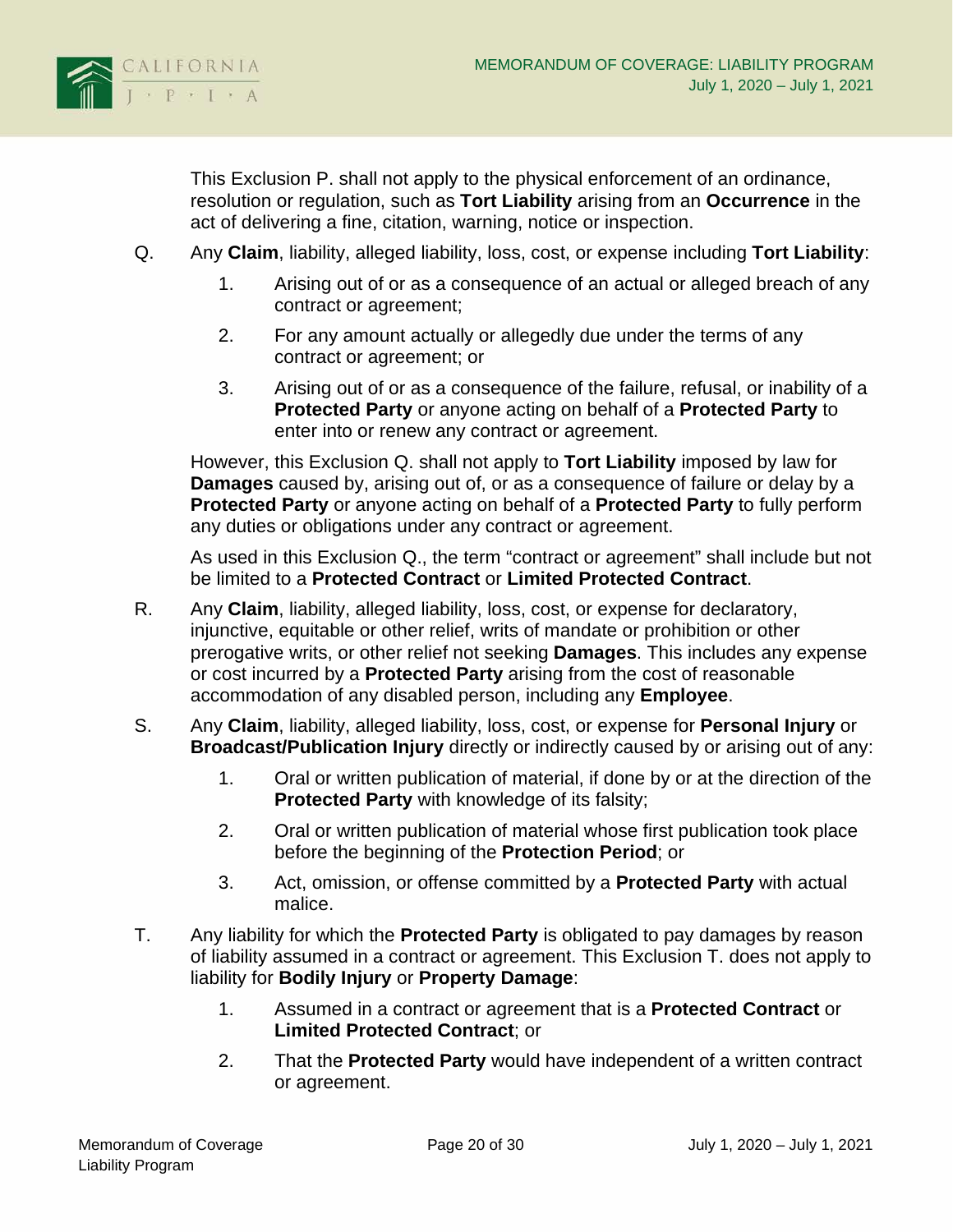This Exclusion P. shall not apply to the physical enforcement of an ordinance, resolution or regulation, such as **Tort Liability** arising from an **Occurrence** in the act of delivering a fine, citation, warning, notice or inspection.

Q. Any **Claim**, liability, alleged liability, loss, cost, or expense including **Tort Liability**:

   1. Arising out of or as a consequence of an actual or alleged breach of any contract or agreement;

   2. For any amount actually or allegedly due under the terms of any contract or agreement; or

   3. Arising out of or as a consequence of the failure, refusal, or inability of a **Protected Party** or anyone acting on behalf of a **Protected Party** to enter into or renew any contract or agreement.

   However, this Exclusion Q. shall not apply to **Tort Liability** imposed by law for **Damages** caused by, arising out of, or as a consequence of failure or delay by a **Protected Party** or anyone acting on behalf of a **Protected Party** to fully perform any duties or obligations under any contract or agreement.

   As used in this Exclusion Q., the term "contract or agreement" shall include but not be limited to a **Protected Contract** or **Limited Protected Contract**.

R. Any **Claim**, liability, alleged liability, loss, cost, or expense for declaratory, injunctive, equitable or other relief, writs of mandate or prohibition or other prerogative writs, or other relief not seeking **Damages**. This includes any expense or cost incurred by a **Protected Party** arising from the cost of reasonable accommodation of any disabled person, including any **Employee**.

S. Any **Claim**, liability, alleged liability, loss, cost, or expense for **Personal Injury** or **Broadcast/Publication Injury** directly or indirectly caused by or arising out of any:

   1. Oral or written publication of material, if done by or at the direction of the **Protected Party** with knowledge of its falsity;

   2. Oral or written publication of material whose first publication took place before the beginning of the **Protection Period**; or

   3. Act, omission, or offense committed by a **Protected Party** with actual malice.

T. Any liability for which the **Protected Party** is obligated to pay damages by reason of liability assumed in a contract or agreement. This Exclusion T. does not apply to liability for **Bodily Injury** or **Property Damage**:

   1. Assumed in a contract or agreement that is a **Protected Contract** or **Limited Protected Contract**; or

   2. That the **Protected Party** would have independent of a written contract or agreement.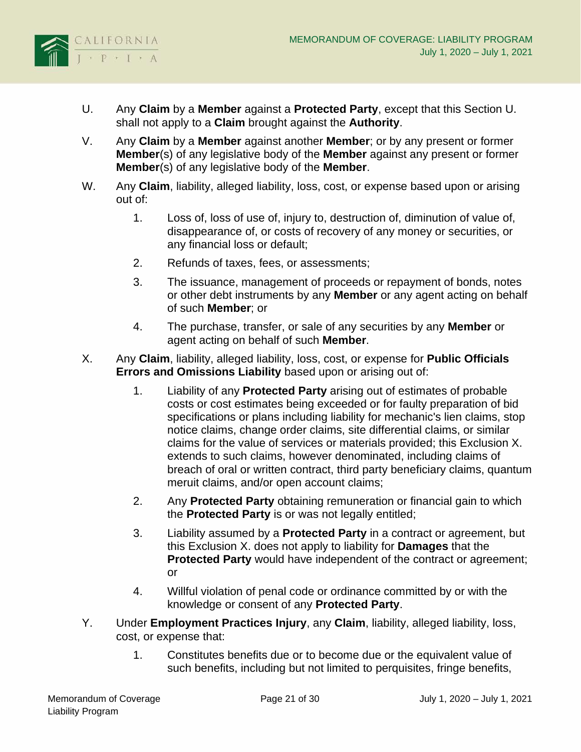U. Any **Claim** by a **Member** against a **Protected Party**, except that this Section U. shall not apply to a **Claim** brought against the **Authority**.

V. Any **Claim** by a **Member** against another **Member**; or by any present or former **Member**(s) of any legislative body of the **Member** against any present or former **Member**(s) of any legislative body of the **Member**.

W. Any **Claim**, liability, alleged liability, loss, cost, or expense based upon or arising out of:

   1. Loss of, loss of use of, injury to, destruction of, diminution of value of, disappearance of, or costs of recovery of any money or securities, or any financial loss or default;

   2. Refunds of taxes, fees, or assessments;

   3. The issuance, management of proceeds or repayment of bonds, notes or other debt instruments by any **Member** or any agent acting on behalf of such **Member**; or

   4. The purchase, transfer, or sale of any securities by any **Member** or agent acting on behalf of such **Member**.

X. Any **Claim**, liability, alleged liability, loss, cost, or expense for **Public Officials Errors and Omissions Liability** based upon or arising out of:

   1. Liability of any **Protected Party** arising out of estimates of probable costs or cost estimates being exceeded or for faulty preparation of bid specifications or plans including liability for mechanic's lien claims, stop notice claims, change order claims, site differential claims, or similar claims for the value of services or materials provided; this Exclusion X. extends to such claims, however denominated, including claims of breach of oral or written contract, third party beneficiary claims, quantum meruit claims, and/or open account claims;

   2. Any **Protected Party** obtaining remuneration or financial gain to which the **Protected Party** is or was not legally entitled;

   3. Liability assumed by a **Protected Party** in a contract or agreement, but this Exclusion X. does not apply to liability for **Damages** that the **Protected Party** would have independent of the contract or agreement; or

   4. Willful violation of penal code or ordinance committed by or with the knowledge or consent of any **Protected Party**.

Y. Under **Employment Practices Injury**, any **Claim**, liability, alleged liability, loss, cost, or expense that:

   1. Constitutes benefits due or to become due or the equivalent value of such benefits, including but not limited to perquisites, fringe benefits,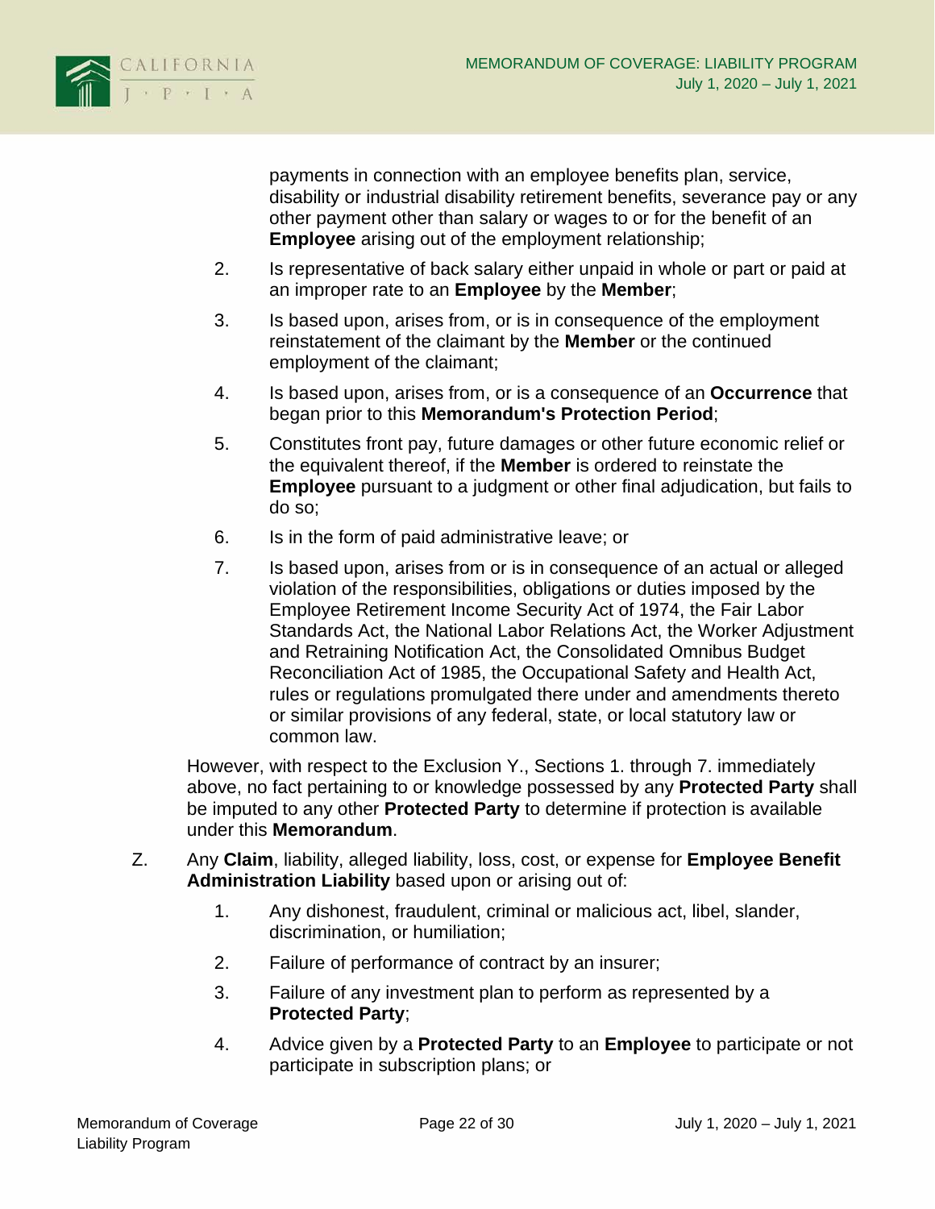payments in connection with an employee benefits plan, service, disability or industrial disability retirement benefits, severance pay or any other payment other than salary or wages to or for the benefit of an **Employee** arising out of the employment relationship;

2. Is representative of back salary either unpaid in whole or part or paid at an improper rate to an **Employee** by the **Member**;

3. Is based upon, arises from, or is in consequence of the employment reinstatement of the claimant by the **Member** or the continued employment of the claimant;

4. Is based upon, arises from, or is a consequence of an **Occurrence** that began prior to this **Memorandum's Protection Period**;

5. Constitutes front pay, future damages or other future economic relief or the equivalent thereof, if the **Member** is ordered to reinstate the **Employee** pursuant to a judgment or other final adjudication, but fails to do so;

6. Is in the form of paid administrative leave; or

7. Is based upon, arises from or is in consequence of an actual or alleged violation of the responsibilities, obligations or duties imposed by the Employee Retirement Income Security Act of 1974, the Fair Labor Standards Act, the National Labor Relations Act, the Worker Adjustment and Retraining Notification Act, the Consolidated Omnibus Budget Reconciliation Act of 1985, the Occupational Safety and Health Act, rules or regulations promulgated there under and amendments thereto or similar provisions of any federal, state, or local statutory law or common law.

However, with respect to the Exclusion Y., Sections 1. through 7. immediately above, no fact pertaining to or knowledge possessed by any **Protected Party** shall be imputed to any other **Protected Party** to determine if protection is available under this **Memorandum**.

Z. Any **Claim**, liability, alleged liability, loss, cost, or expense for **Employee Benefit Administration Liability** based upon or arising out of:

1. Any dishonest, fraudulent, criminal or malicious act, libel, slander, discrimination, or humiliation;

2. Failure of performance of contract by an insurer;

3. Failure of any investment plan to perform as represented by a **Protected Party**;

4. Advice given by a **Protected Party** to an **Employee** to participate or not participate in subscription plans; or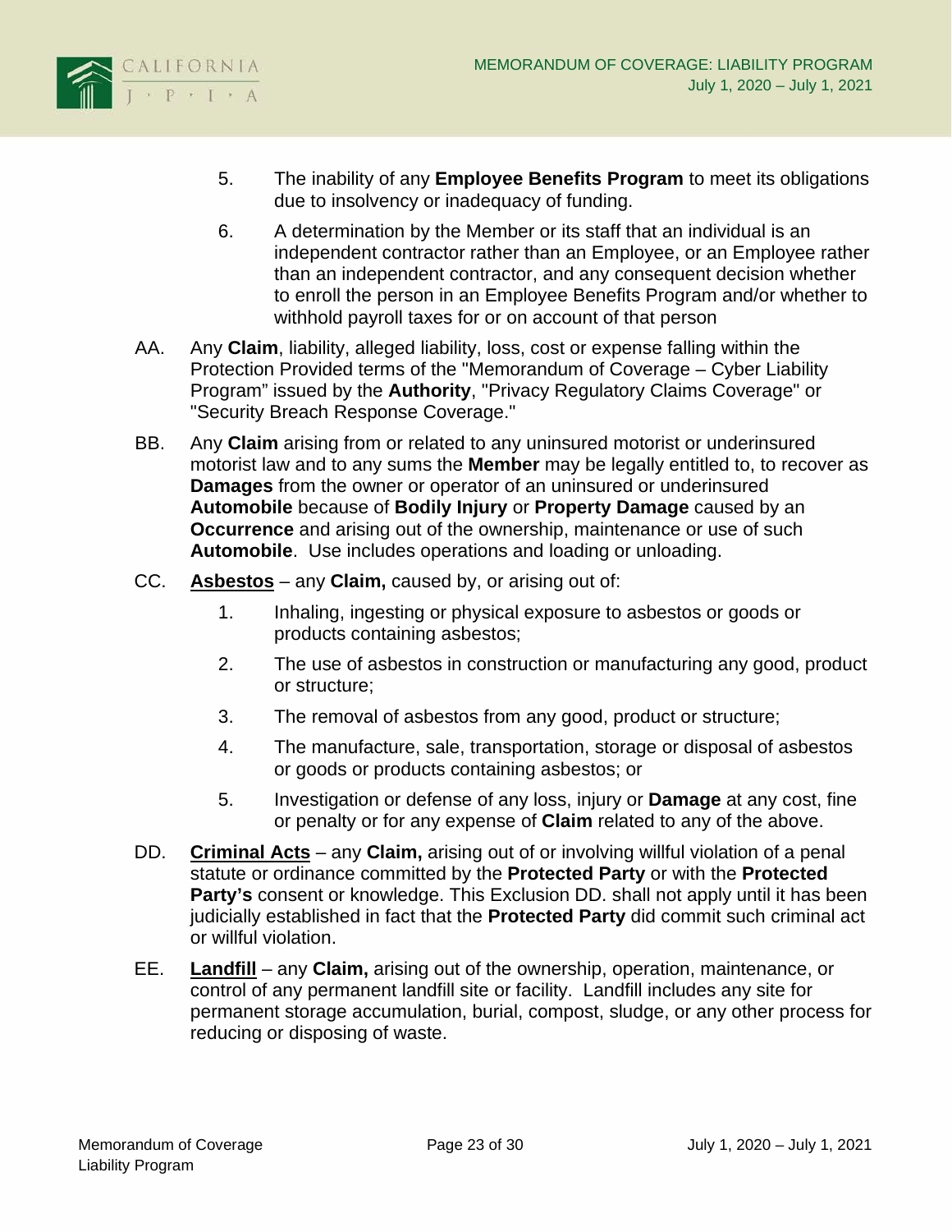5. The inability of any **Employee Benefits Program** to meet its obligations due to insolvency or inadequacy of funding.

6. A determination by the Member or its staff that an individual is an independent contractor rather than an Employee, or an Employee rather than an independent contractor, and any consequent decision whether to enroll the person in an Employee Benefits Program and/or whether to withhold payroll taxes for or on account of that person

AA. Any **Claim**, liability, alleged liability, loss, cost or expense falling within the Protection Provided terms of the "Memorandum of Coverage – Cyber Liability Program" issued by the **Authority**, "Privacy Regulatory Claims Coverage" or "Security Breach Response Coverage."

BB. Any **Claim** arising from or related to any uninsured motorist or underinsured motorist law and to any sums the **Member** may be legally entitled to, to recover as **Damages** from the owner or operator of an uninsured or underinsured **Automobile** because of **Bodily Injury** or **Property Damage** caused by an **Occurrence** and arising out of the ownership, maintenance or use of such **Automobile**. Use includes operations and loading or unloading.

CC. **<u>Asbestos</u>** – any **Claim,** caused by, or arising out of:

1. Inhaling, ingesting or physical exposure to asbestos or goods or products containing asbestos;

2. The use of asbestos in construction or manufacturing any good, product or structure;

3. The removal of asbestos from any good, product or structure;

4. The manufacture, sale, transportation, storage or disposal of asbestos or goods or products containing asbestos; or

5. Investigation or defense of any loss, injury or **Damage** at any cost, fine or penalty or for any expense of **Claim** related to any of the above.

DD. **<u>Criminal Acts</u>** – any **Claim,** arising out of or involving willful violation of a penal statute or ordinance committed by the **Protected Party** or with the **Protected Party's** consent or knowledge. This Exclusion DD. shall not apply until it has been judicially established in fact that the **Protected Party** did commit such criminal act or willful violation.

EE. **<u>Landfill</u>** – any **Claim,** arising out of the ownership, operation, maintenance, or control of any permanent landfill site or facility. Landfill includes any site for permanent storage accumulation, burial, compost, sludge, or any other process for reducing or disposing of waste.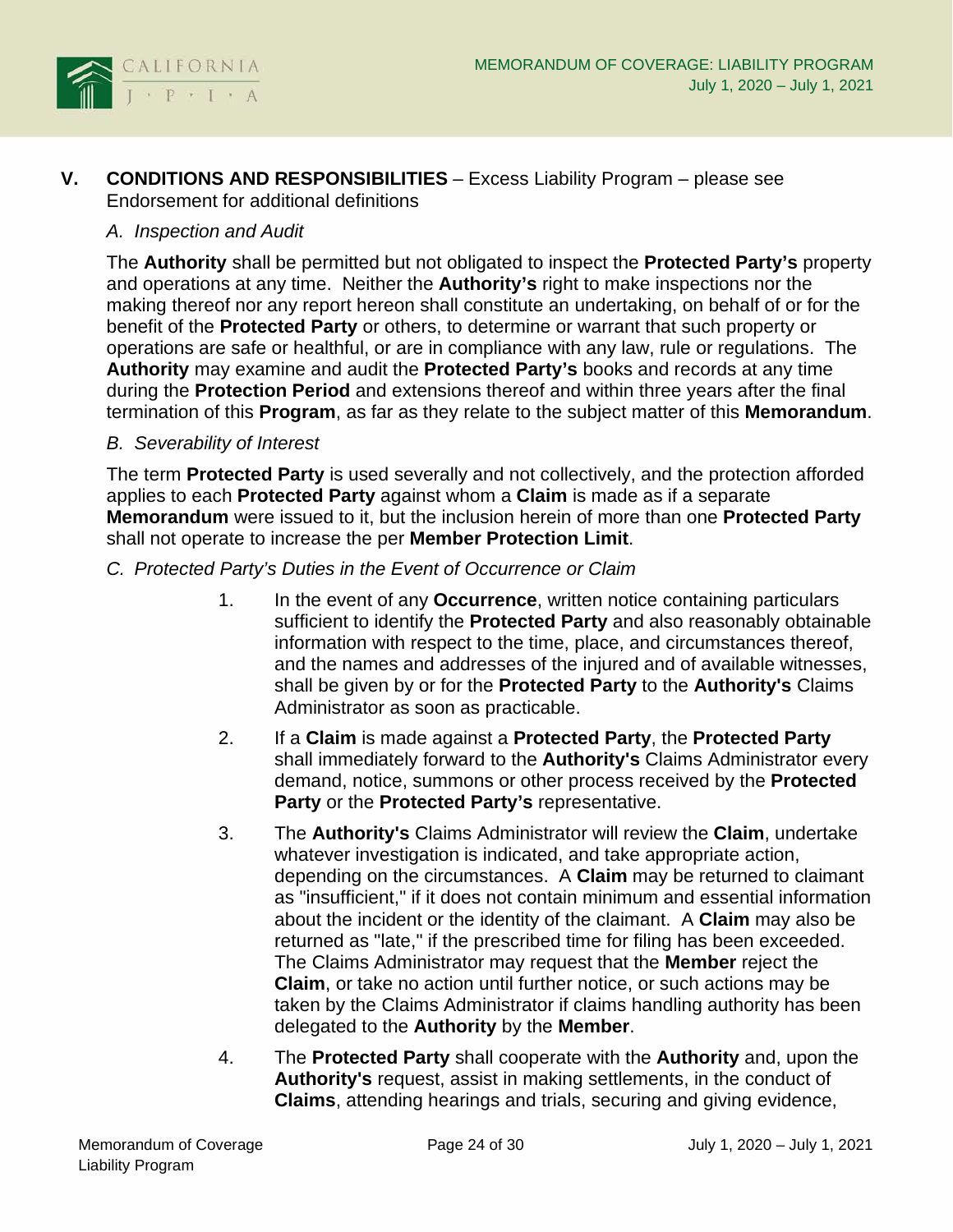## V. CONDITIONS AND RESPONSIBILITIES – Excess Liability Program – please see Endorsement for additional definitions

*A. Inspection and Audit*

The **Authority** shall be permitted but not obligated to inspect the **Protected Party's** property and operations at any time. Neither the **Authority's** right to make inspections nor the making thereof nor any report hereon shall constitute an undertaking, on behalf of or for the benefit of the **Protected Party** or others, to determine or warrant that such property or operations are safe or healthful, or are in compliance with any law, rule or regulations. The **Authority** may examine and audit the **Protected Party's** books and records at any time during the **Protection Period** and extensions thereof and within three years after the final termination of this **Program**, as far as they relate to the subject matter of this **Memorandum**.

*B. Severability of Interest*

The term **Protected Party** is used severally and not collectively, and the protection afforded applies to each **Protected Party** against whom a **Claim** is made as if a separate **Memorandum** were issued to it, but the inclusion herein of more than one **Protected Party** shall not operate to increase the per **Member Protection Limit**.

*C. Protected Party's Duties in the Event of Occurrence or Claim*

1. In the event of any **Occurrence**, written notice containing particulars sufficient to identify the **Protected Party** and also reasonably obtainable information with respect to the time, place, and circumstances thereof, and the names and addresses of the injured and of available witnesses, shall be given by or for the **Protected Party** to the **Authority's** Claims Administrator as soon as practicable.

2. If a **Claim** is made against a **Protected Party**, the **Protected Party** shall immediately forward to the **Authority's** Claims Administrator every demand, notice, summons or other process received by the **Protected Party** or the **Protected Party's** representative.

3. The **Authority's** Claims Administrator will review the **Claim**, undertake whatever investigation is indicated, and take appropriate action, depending on the circumstances. A **Claim** may be returned to claimant as "insufficient," if it does not contain minimum and essential information about the incident or the identity of the claimant. A **Claim** may also be returned as "late," if the prescribed time for filing has been exceeded. The Claims Administrator may request that the **Member** reject the **Claim**, or take no action until further notice, or such actions may be taken by the Claims Administrator if claims handling authority has been delegated to the **Authority** by the **Member**.

4. The **Protected Party** shall cooperate with the **Authority** and, upon the **Authority's** request, assist in making settlements, in the conduct of **Claims**, attending hearings and trials, securing and giving evidence,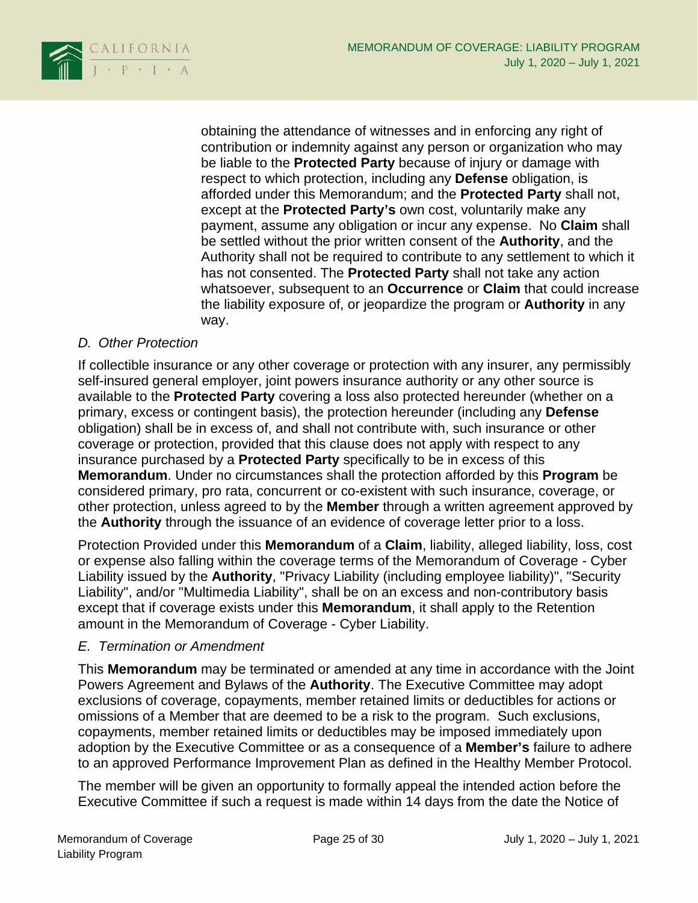obtaining the attendance of witnesses and in enforcing any right of contribution or indemnity against any person or organization who may be liable to the **Protected Party** because of injury or damage with respect to which protection, including any **Defense** obligation, is afforded under this Memorandum; and the **Protected Party** shall not, except at the **Protected Party's** own cost, voluntarily make any payment, assume any obligation or incur any expense. No **Claim** shall be settled without the prior written consent of the **Authority**, and the Authority shall not be required to contribute to any settlement to which it has not consented. The **Protected Party** shall not take any action whatsoever, subsequent to an **Occurrence** or **Claim** that could increase the liability exposure of, or jeopardize the program or **Authority** in any way.

*D. Other Protection*

If collectible insurance or any other coverage or protection with any insurer, any permissibly self-insured general employer, joint powers insurance authority or any other source is available to the **Protected Party** covering a loss also protected hereunder (whether on a primary, excess or contingent basis), the protection hereunder (including any **Defense** obligation) shall be in excess of, and shall not contribute with, such insurance or other coverage or protection, provided that this clause does not apply with respect to any insurance purchased by a **Protected Party** specifically to be in excess of this **Memorandum**. Under no circumstances shall the protection afforded by this **Program** be considered primary, pro rata, concurrent or co-existent with such insurance, coverage, or other protection, unless agreed to by the **Member** through a written agreement approved by the **Authority** through the issuance of an evidence of coverage letter prior to a loss.

Protection Provided under this **Memorandum** of a **Claim**, liability, alleged liability, loss, cost or expense also falling within the coverage terms of the Memorandum of Coverage - Cyber Liability issued by the **Authority**, "Privacy Liability (including employee liability)", "Security Liability", and/or "Multimedia Liability", shall be on an excess and non-contributory basis except that if coverage exists under this **Memorandum**, it shall apply to the Retention amount in the Memorandum of Coverage - Cyber Liability.

*E. Termination or Amendment*

This **Memorandum** may be terminated or amended at any time in accordance with the Joint Powers Agreement and Bylaws of the **Authority**. The Executive Committee may adopt exclusions of coverage, copayments, member retained limits or deductibles for actions or omissions of a Member that are deemed to be a risk to the program. Such exclusions, copayments, member retained limits or deductibles may be imposed immediately upon adoption by the Executive Committee or as a consequence of a **Member's** failure to adhere to an approved Performance Improvement Plan as defined in the Healthy Member Protocol.

The member will be given an opportunity to formally appeal the intended action before the Executive Committee if such a request is made within 14 days from the date the Notice of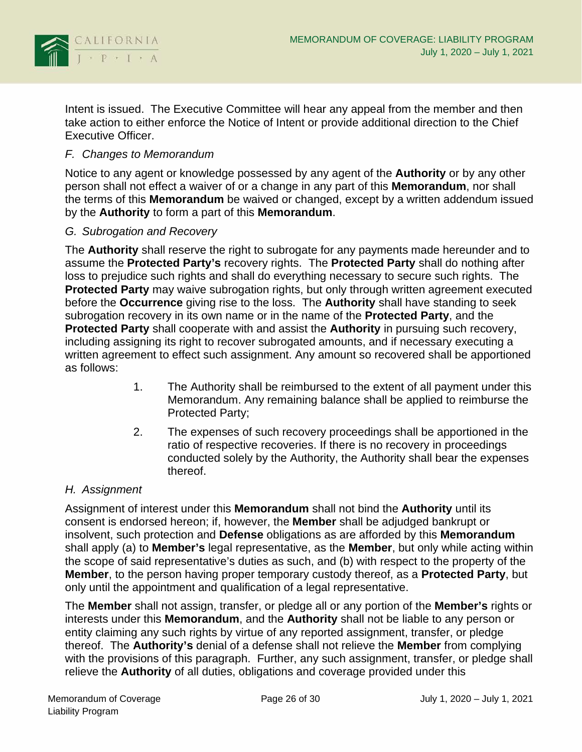Intent is issued. The Executive Committee will hear any appeal from the member and then take action to either enforce the Notice of Intent or provide additional direction to the Chief Executive Officer.

*F. Changes to Memorandum*

Notice to any agent or knowledge possessed by any agent of the **Authority** or by any other person shall not effect a waiver of or a change in any part of this **Memorandum**, nor shall the terms of this **Memorandum** be waived or changed, except by a written addendum issued by the **Authority** to form a part of this **Memorandum**.

*G. Subrogation and Recovery*

The **Authority** shall reserve the right to subrogate for any payments made hereunder and to assume the **Protected Party's** recovery rights. The **Protected Party** shall do nothing after loss to prejudice such rights and shall do everything necessary to secure such rights. The **Protected Party** may waive subrogation rights, but only through written agreement executed before the **Occurrence** giving rise to the loss. The **Authority** shall have standing to seek subrogation recovery in its own name or in the name of the **Protected Party**, and the **Protected Party** shall cooperate with and assist the **Authority** in pursuing such recovery, including assigning its right to recover subrogated amounts, and if necessary executing a written agreement to effect such assignment. Any amount so recovered shall be apportioned as follows:

1. The Authority shall be reimbursed to the extent of all payment under this Memorandum. Any remaining balance shall be applied to reimburse the Protected Party;
2. The expenses of such recovery proceedings shall be apportioned in the ratio of respective recoveries. If there is no recovery in proceedings conducted solely by the Authority, the Authority shall bear the expenses thereof.

*H. Assignment*

Assignment of interest under this **Memorandum** shall not bind the **Authority** until its consent is endorsed hereon; if, however, the **Member** shall be adjudged bankrupt or insolvent, such protection and **Defense** obligations as are afforded by this **Memorandum** shall apply (a) to **Member's** legal representative, as the **Member**, but only while acting within the scope of said representative's duties as such, and (b) with respect to the property of the **Member**, to the person having proper temporary custody thereof, as a **Protected Party**, but only until the appointment and qualification of a legal representative.

The **Member** shall not assign, transfer, or pledge all or any portion of the **Member's** rights or interests under this **Memorandum**, and the **Authority** shall not be liable to any person or entity claiming any such rights by virtue of any reported assignment, transfer, or pledge thereof. The **Authority's** denial of a defense shall not relieve the **Member** from complying with the provisions of this paragraph. Further, any such assignment, transfer, or pledge shall relieve the **Authority** of all duties, obligations and coverage provided under this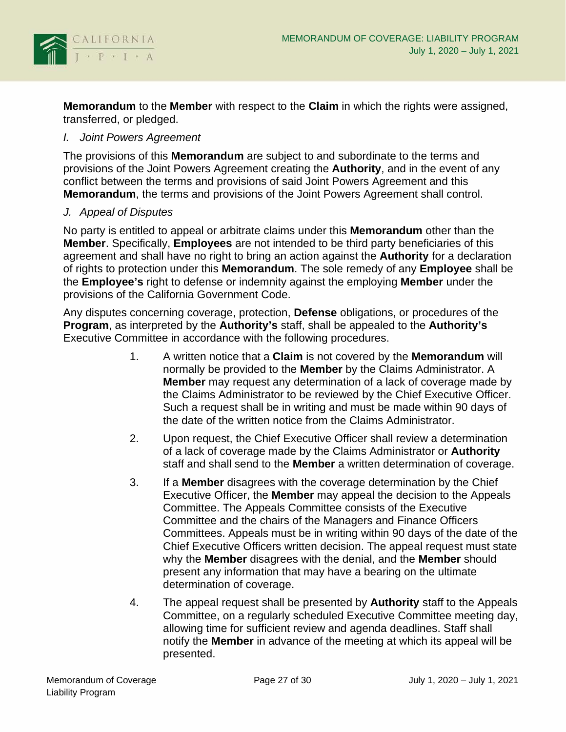**Memorandum** to the **Member** with respect to the **Claim** in which the rights were assigned, transferred, or pledged.

*I. Joint Powers Agreement*

The provisions of this **Memorandum** are subject to and subordinate to the terms and provisions of the Joint Powers Agreement creating the **Authority**, and in the event of any conflict between the terms and provisions of said Joint Powers Agreement and this **Memorandum**, the terms and provisions of the Joint Powers Agreement shall control.

*J. Appeal of Disputes*

No party is entitled to appeal or arbitrate claims under this **Memorandum** other than the **Member**. Specifically, **Employees** are not intended to be third party beneficiaries of this agreement and shall have no right to bring an action against the **Authority** for a declaration of rights to protection under this **Memorandum**. The sole remedy of any **Employee** shall be the **Employee's** right to defense or indemnity against the employing **Member** under the provisions of the California Government Code.

Any disputes concerning coverage, protection, **Defense** obligations, or procedures of the **Program**, as interpreted by the **Authority's** staff, shall be appealed to the **Authority's** Executive Committee in accordance with the following procedures.

1. A written notice that a **Claim** is not covered by the **Memorandum** will normally be provided to the **Member** by the Claims Administrator. A **Member** may request any determination of a lack of coverage made by the Claims Administrator to be reviewed by the Chief Executive Officer. Such a request shall be in writing and must be made within 90 days of the date of the written notice from the Claims Administrator.

2. Upon request, the Chief Executive Officer shall review a determination of a lack of coverage made by the Claims Administrator or **Authority** staff and shall send to the **Member** a written determination of coverage.

3. If a **Member** disagrees with the coverage determination by the Chief Executive Officer, the **Member** may appeal the decision to the Appeals Committee. The Appeals Committee consists of the Executive Committee and the chairs of the Managers and Finance Officers Committees. Appeals must be in writing within 90 days of the date of the Chief Executive Officers written decision. The appeal request must state why the **Member** disagrees with the denial, and the **Member** should present any information that may have a bearing on the ultimate determination of coverage.

4. The appeal request shall be presented by **Authority** staff to the Appeals Committee, on a regularly scheduled Executive Committee meeting day, allowing time for sufficient review and agenda deadlines. Staff shall notify the **Member** in advance of the meeting at which its appeal will be presented.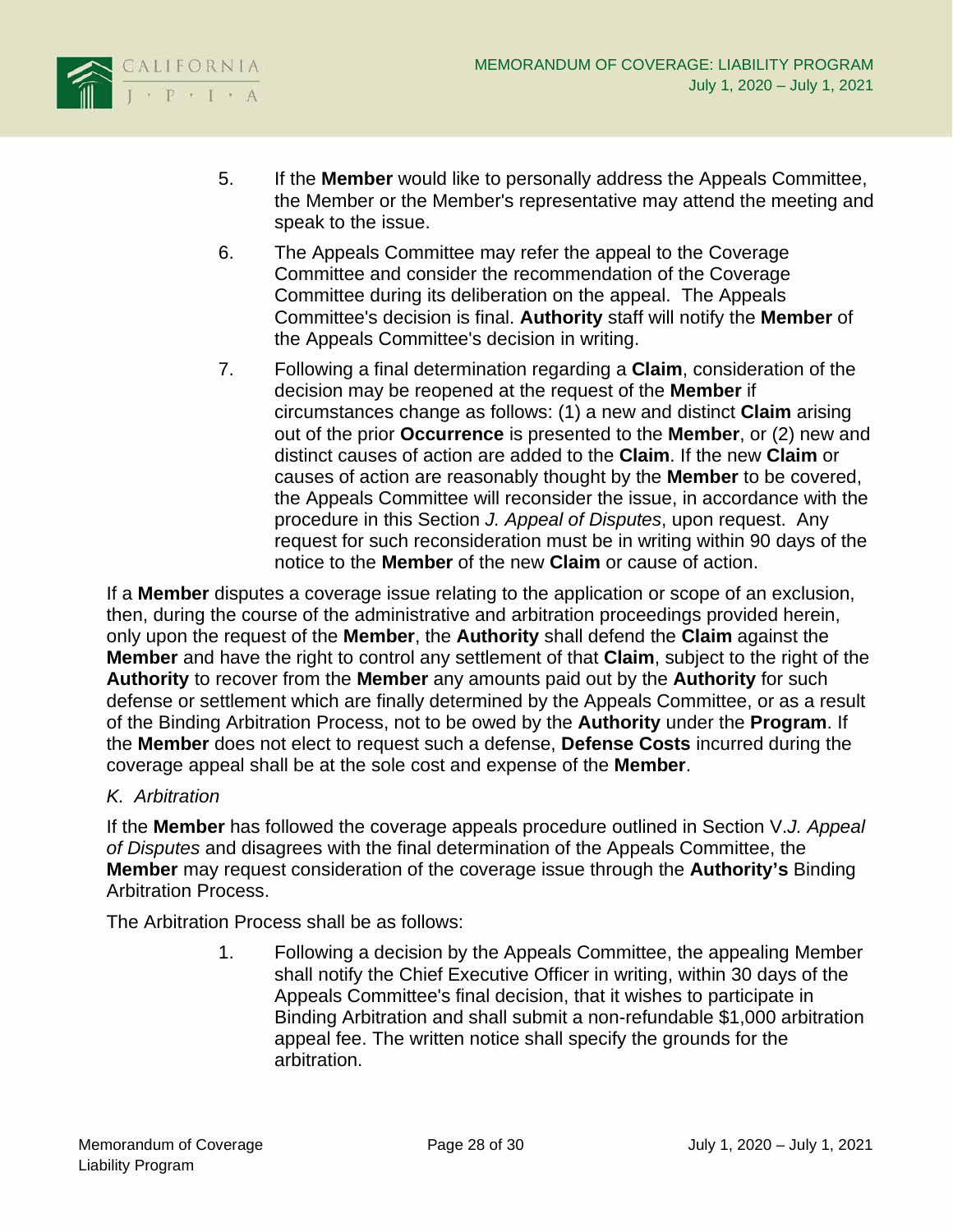5. If the **Member** would like to personally address the Appeals Committee, the Member or the Member's representative may attend the meeting and speak to the issue.

6. The Appeals Committee may refer the appeal to the Coverage Committee and consider the recommendation of the Coverage Committee during its deliberation on the appeal. The Appeals Committee's decision is final. **Authority** staff will notify the **Member** of the Appeals Committee's decision in writing.

7. Following a final determination regarding a **Claim**, consideration of the decision may be reopened at the request of the **Member** if circumstances change as follows: (1) a new and distinct **Claim** arising out of the prior **Occurrence** is presented to the **Member**, or (2) new and distinct causes of action are added to the **Claim**. If the new **Claim** or causes of action are reasonably thought by the **Member** to be covered, the Appeals Committee will reconsider the issue, in accordance with the procedure in this Section *J. Appeal of Disputes*, upon request. Any request for such reconsideration must be in writing within 90 days of the notice to the **Member** of the new **Claim** or cause of action.

If a **Member** disputes a coverage issue relating to the application or scope of an exclusion, then, during the course of the administrative and arbitration proceedings provided herein, only upon the request of the **Member**, the **Authority** shall defend the **Claim** against the **Member** and have the right to control any settlement of that **Claim**, subject to the right of the **Authority** to recover from the **Member** any amounts paid out by the **Authority** for such defense or settlement which are finally determined by the Appeals Committee, or as a result of the Binding Arbitration Process, not to be owed by the **Authority** under the **Program**. If the **Member** does not elect to request such a defense, **Defense Costs** incurred during the coverage appeal shall be at the sole cost and expense of the **Member**.

*K. Arbitration*

If the **Member** has followed the coverage appeals procedure outlined in Section V.*J. Appeal of Disputes* and disagrees with the final determination of the Appeals Committee, the **Member** may request consideration of the coverage issue through the **Authority's** Binding Arbitration Process.

The Arbitration Process shall be as follows:

1. Following a decision by the Appeals Committee, the appealing Member shall notify the Chief Executive Officer in writing, within 30 days of the Appeals Committee's final decision, that it wishes to participate in Binding Arbitration and shall submit a non-refundable $1,000 arbitration appeal fee. The written notice shall specify the grounds for the arbitration.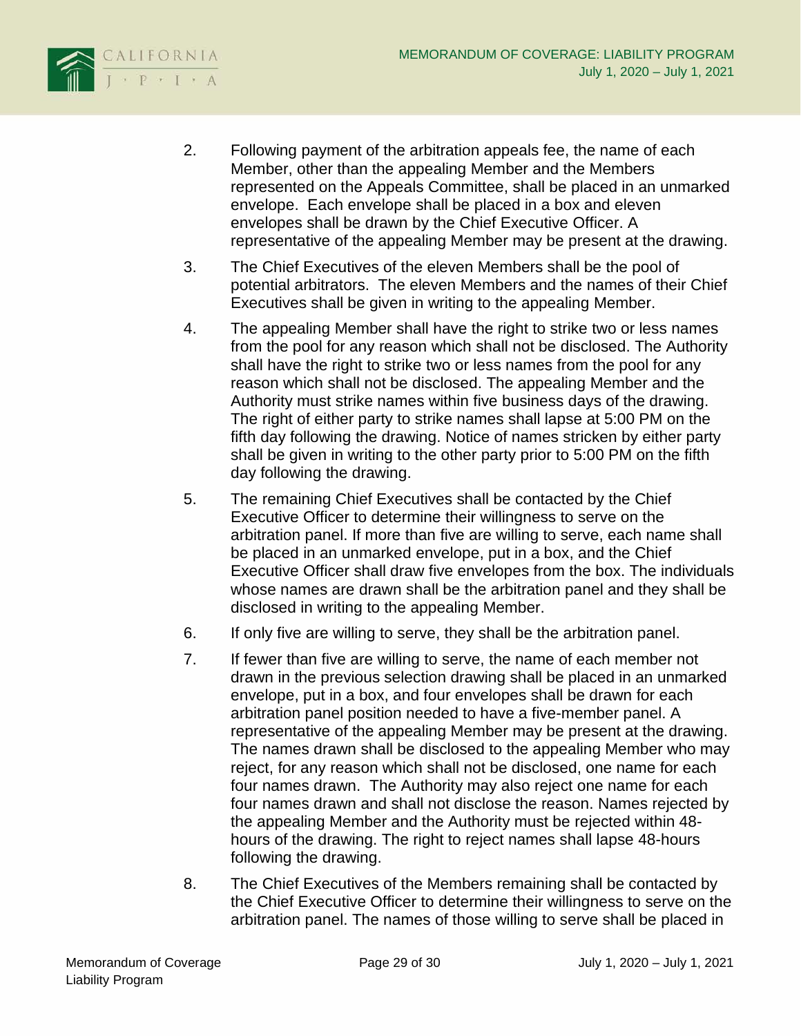2. Following payment of the arbitration appeals fee, the name of each Member, other than the appealing Member and the Members represented on the Appeals Committee, shall be placed in an unmarked envelope. Each envelope shall be placed in a box and eleven envelopes shall be drawn by the Chief Executive Officer. A representative of the appealing Member may be present at the drawing.

3. The Chief Executives of the eleven Members shall be the pool of potential arbitrators. The eleven Members and the names of their Chief Executives shall be given in writing to the appealing Member.

4. The appealing Member shall have the right to strike two or less names from the pool for any reason which shall not be disclosed. The Authority shall have the right to strike two or less names from the pool for any reason which shall not be disclosed. The appealing Member and the Authority must strike names within five business days of the drawing. The right of either party to strike names shall lapse at 5:00 PM on the fifth day following the drawing. Notice of names stricken by either party shall be given in writing to the other party prior to 5:00 PM on the fifth day following the drawing.

5. The remaining Chief Executives shall be contacted by the Chief Executive Officer to determine their willingness to serve on the arbitration panel. If more than five are willing to serve, each name shall be placed in an unmarked envelope, put in a box, and the Chief Executive Officer shall draw five envelopes from the box. The individuals whose names are drawn shall be the arbitration panel and they shall be disclosed in writing to the appealing Member.

6. If only five are willing to serve, they shall be the arbitration panel.

7. If fewer than five are willing to serve, the name of each member not drawn in the previous selection drawing shall be placed in an unmarked envelope, put in a box, and four envelopes shall be drawn for each arbitration panel position needed to have a five-member panel. A representative of the appealing Member may be present at the drawing. The names drawn shall be disclosed to the appealing Member who may reject, for any reason which shall not be disclosed, one name for each four names drawn. The Authority may also reject one name for each four names drawn and shall not disclose the reason. Names rejected by the appealing Member and the Authority must be rejected within 48-hours of the drawing. The right to reject names shall lapse 48-hours following the drawing.

8. The Chief Executives of the Members remaining shall be contacted by the Chief Executive Officer to determine their willingness to serve on the arbitration panel. The names of those willing to serve shall be placed in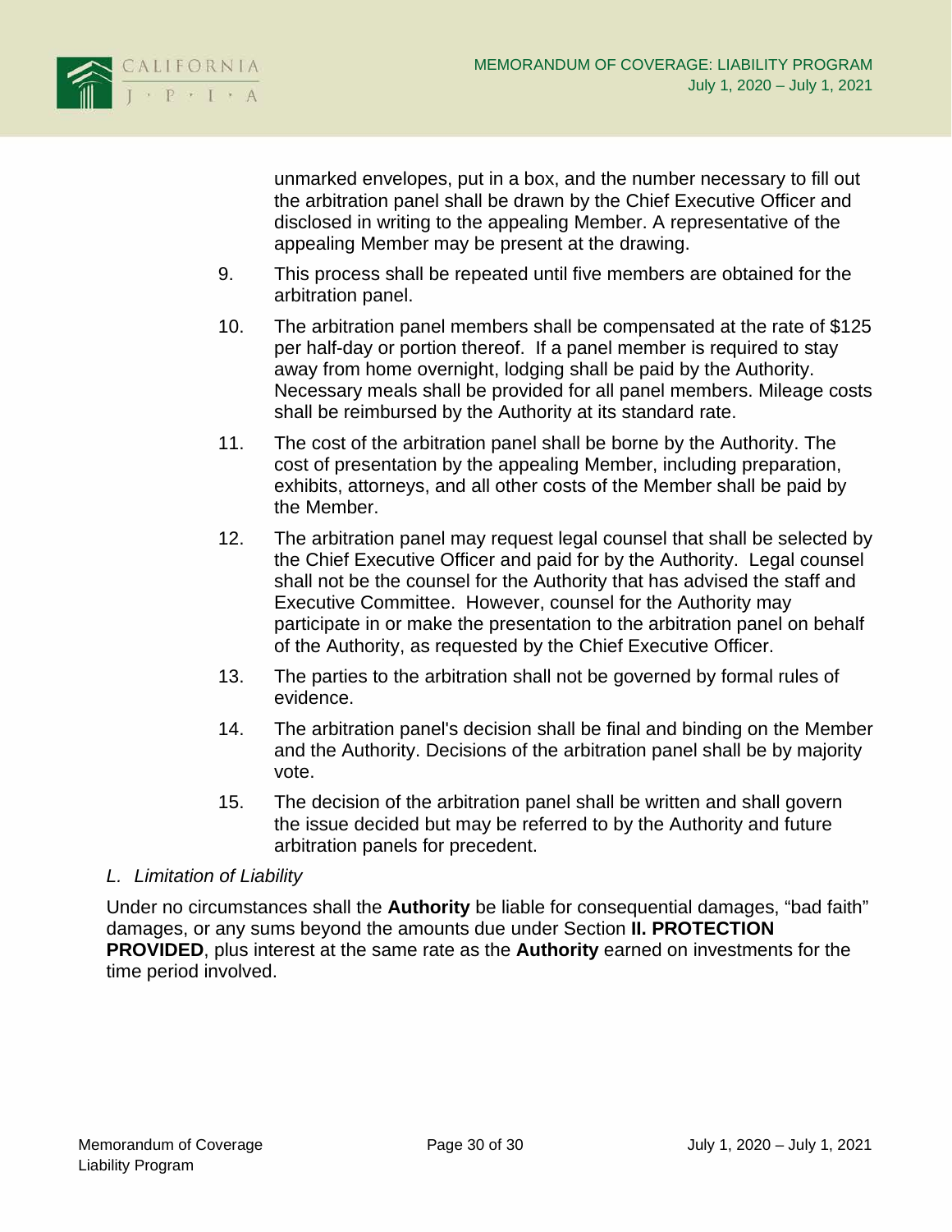unmarked envelopes, put in a box, and the number necessary to fill out the arbitration panel shall be drawn by the Chief Executive Officer and disclosed in writing to the appealing Member. A representative of the appealing Member may be present at the drawing.

9. This process shall be repeated until five members are obtained for the arbitration panel.

10. The arbitration panel members shall be compensated at the rate of $125 per half-day or portion thereof. If a panel member is required to stay away from home overnight, lodging shall be paid by the Authority. Necessary meals shall be provided for all panel members. Mileage costs shall be reimbursed by the Authority at its standard rate.

11. The cost of the arbitration panel shall be borne by the Authority. The cost of presentation by the appealing Member, including preparation, exhibits, attorneys, and all other costs of the Member shall be paid by the Member.

12. The arbitration panel may request legal counsel that shall be selected by the Chief Executive Officer and paid for by the Authority. Legal counsel shall not be the counsel for the Authority that has advised the staff and Executive Committee. However, counsel for the Authority may participate in or make the presentation to the arbitration panel on behalf of the Authority, as requested by the Chief Executive Officer.

13. The parties to the arbitration shall not be governed by formal rules of evidence.

14. The arbitration panel's decision shall be final and binding on the Member and the Authority. Decisions of the arbitration panel shall be by majority vote.

15. The decision of the arbitration panel shall be written and shall govern the issue decided but may be referred to by the Authority and future arbitration panels for precedent.

*L. Limitation of Liability*

Under no circumstances shall the **Authority** be liable for consequential damages, "bad faith" damages, or any sums beyond the amounts due under Section **II. PROTECTION PROVIDED**, plus interest at the same rate as the **Authority** earned on investments for the time period involved.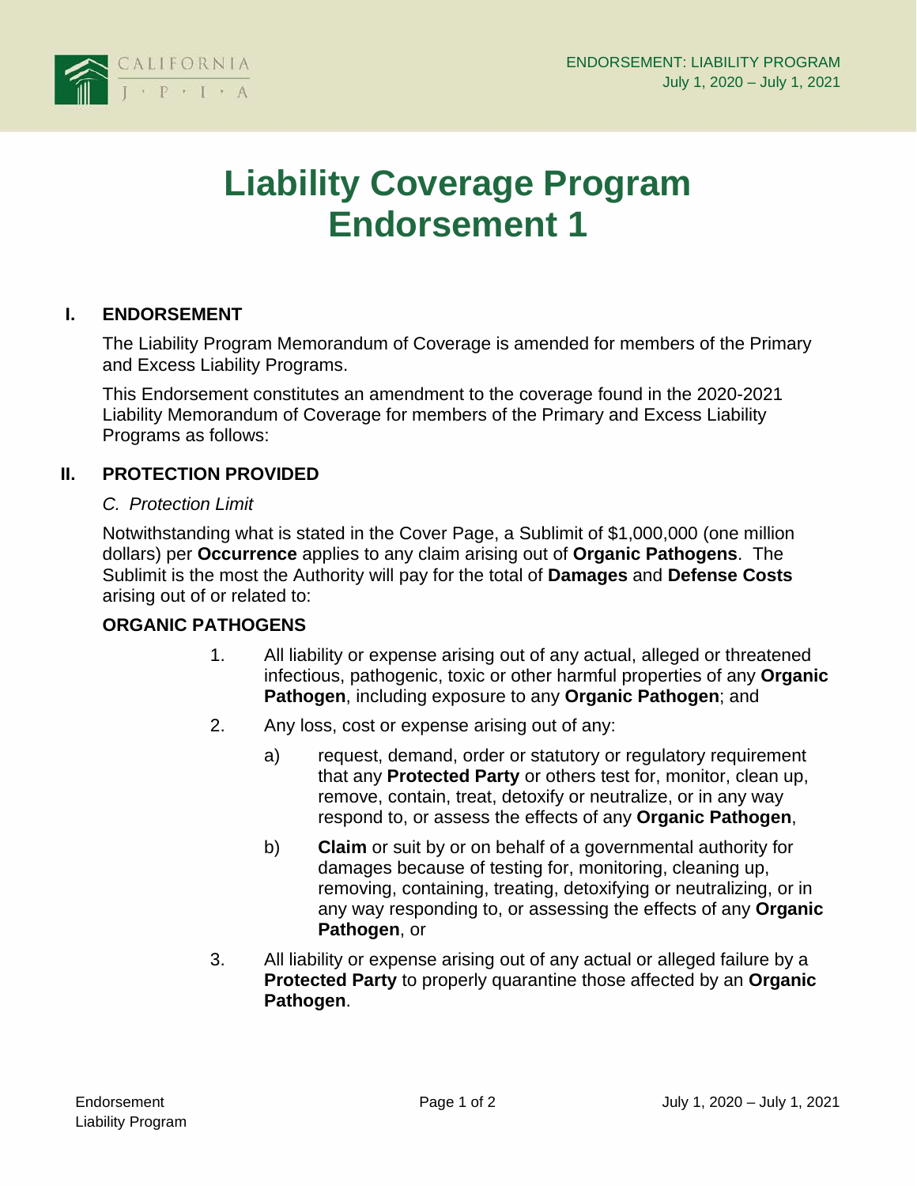# Liability Coverage Program Endorsement 1

## I. ENDORSEMENT

The Liability Program Memorandum of Coverage is amended for members of the Primary and Excess Liability Programs.

This Endorsement constitutes an amendment to the coverage found in the 2020-2021 Liability Memorandum of Coverage for members of the Primary and Excess Liability Programs as follows:

## II. PROTECTION PROVIDED

*C. Protection Limit*

Notwithstanding what is stated in the Cover Page, a Sublimit of $1,000,000 (one million dollars) per **Occurrence** applies to any claim arising out of **Organic Pathogens**. The Sublimit is the most the Authority will pay for the total of **Damages** and **Defense Costs** arising out of or related to:

**ORGANIC PATHOGENS**

1. All liability or expense arising out of any actual, alleged or threatened infectious, pathogenic, toxic or other harmful properties of any **Organic Pathogen**, including exposure to any **Organic Pathogen**; and

2. Any loss, cost or expense arising out of any:

   a) request, demand, order or statutory or regulatory requirement that any **Protected Party** or others test for, monitor, clean up, remove, contain, treat, detoxify or neutralize, or in any way respond to, or assess the effects of any **Organic Pathogen**,

   b) **Claim** or suit by or on behalf of a governmental authority for damages because of testing for, monitoring, cleaning up, removing, containing, treating, detoxifying or neutralizing, or in any way responding to, or assessing the effects of any **Organic Pathogen**, or

3. All liability or expense arising out of any actual or alleged failure by a **Protected Party** to properly quarantine those affected by an **Organic Pathogen**.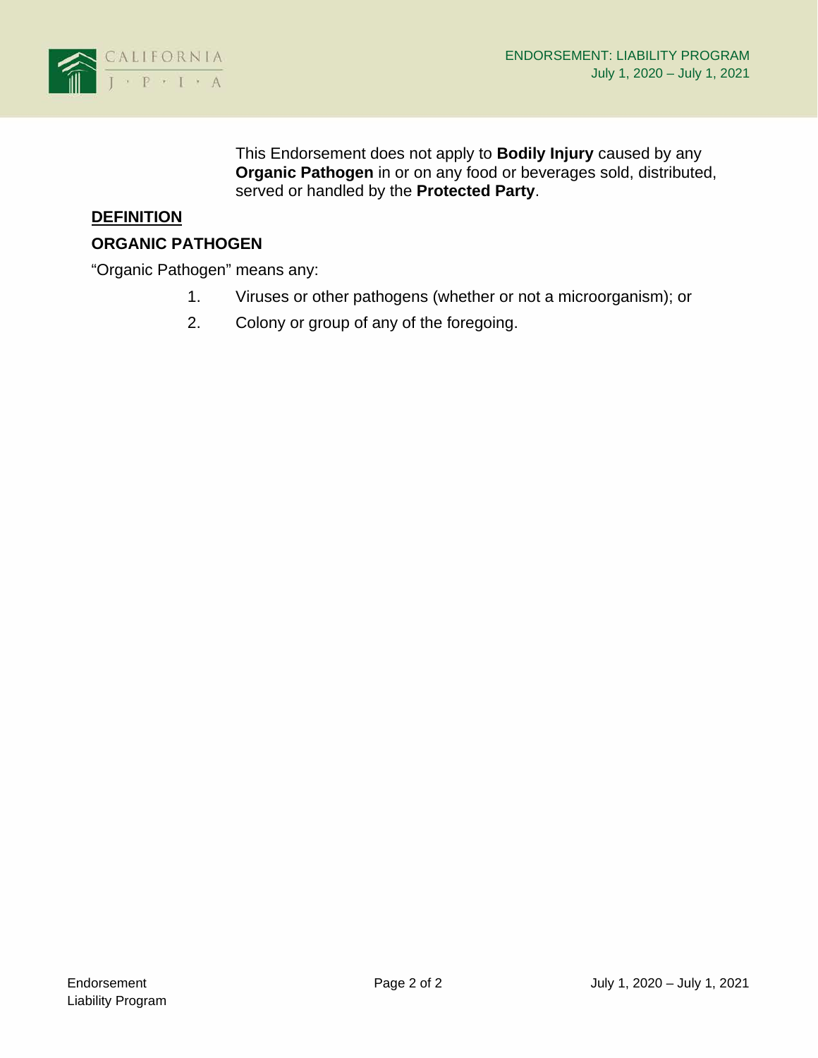This Endorsement does not apply to **Bodily Injury** caused by any **Organic Pathogen** in or on any food or beverages sold, distributed, served or handled by the **Protected Party**.

## DEFINITION

### ORGANIC PATHOGEN

"Organic Pathogen" means any:

1. Viruses or other pathogens (whether or not a microorganism); or
2. Colony or group of any of the foregoing.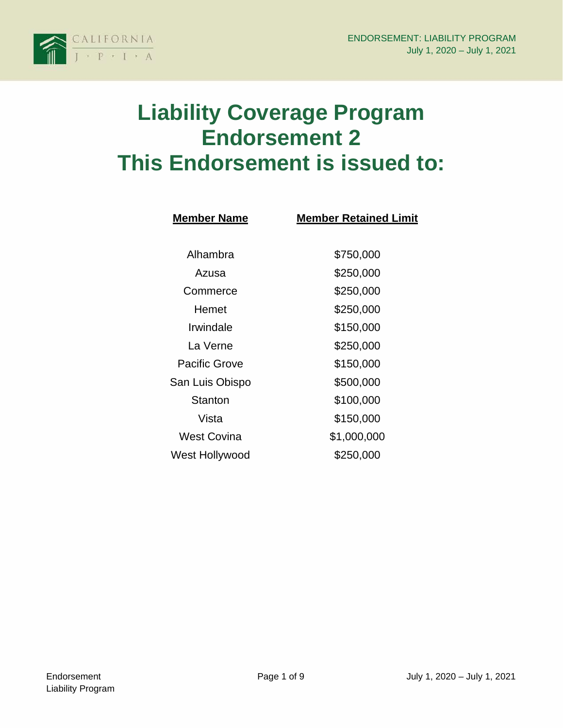# Liability Coverage Program
# Endorsement 2
# This Endorsement is issued to:

| Member Name | Member Retained Limit |
|---|---|
| Alhambra | $750,000 |
| Azusa | $250,000 |
| Commerce | $250,000 |
| Hemet | $250,000 |
| Irwindale | $150,000 |
| La Verne | $250,000 |
| Pacific Grove | $150,000 |
| San Luis Obispo | $500,000 |
| Stanton | $100,000 |
| Vista | $150,000 |
| West Covina | $1,000,000 |
| West Hollywood | $250,000 |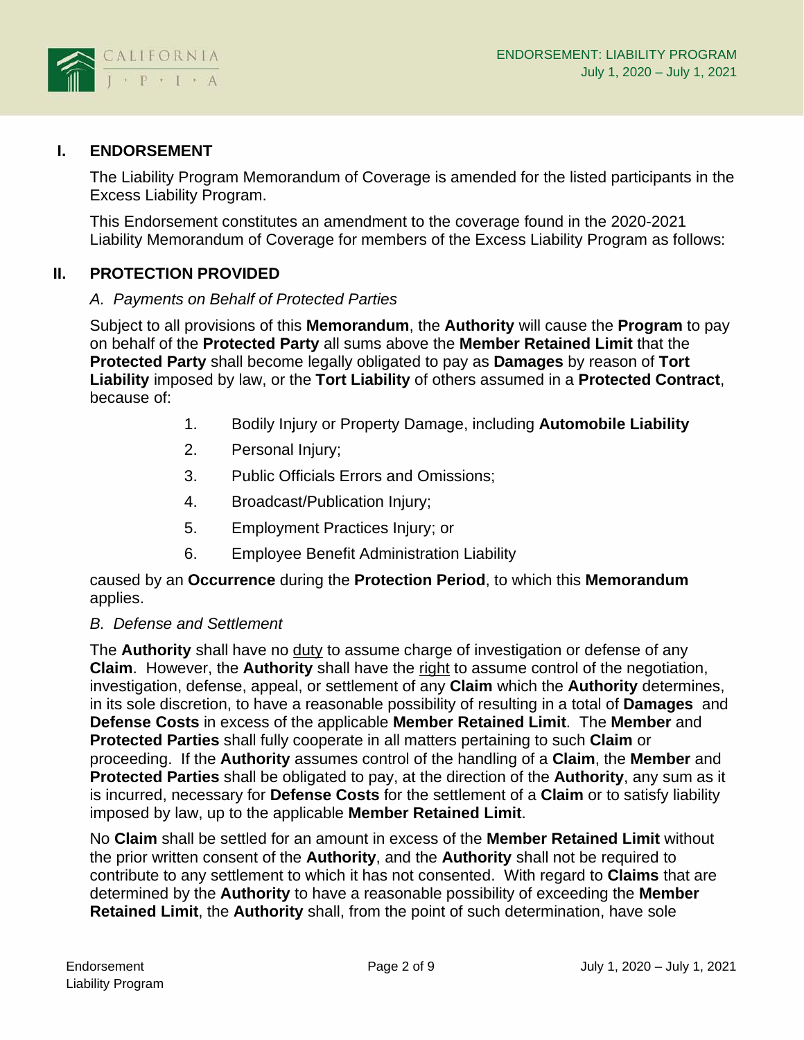## I. ENDORSEMENT

The Liability Program Memorandum of Coverage is amended for the listed participants in the Excess Liability Program.

This Endorsement constitutes an amendment to the coverage found in the 2020-2021 Liability Memorandum of Coverage for members of the Excess Liability Program as follows:

## II. PROTECTION PROVIDED

*A. Payments on Behalf of Protected Parties*

Subject to all provisions of this **Memorandum**, the **Authority** will cause the **Program** to pay on behalf of the **Protected Party** all sums above the **Member Retained Limit** that the **Protected Party** shall become legally obligated to pay as **Damages** by reason of **Tort Liability** imposed by law, or the **Tort Liability** of others assumed in a **Protected Contract**, because of:

1. Bodily Injury or Property Damage, including **Automobile Liability**
2. Personal Injury;
3. Public Officials Errors and Omissions;
4. Broadcast/Publication Injury;
5. Employment Practices Injury; or
6. Employee Benefit Administration Liability

caused by an **Occurrence** during the **Protection Period**, to which this **Memorandum** applies.

*B. Defense and Settlement*

The **Authority** shall have no <u>duty</u> to assume charge of investigation or defense of any **Claim**. However, the **Authority** shall have the <u>right</u> to assume control of the negotiation, investigation, defense, appeal, or settlement of any **Claim** which the **Authority** determines, in its sole discretion, to have a reasonable possibility of resulting in a total of **Damages** and **Defense Costs** in excess of the applicable **Member Retained Limit**. The **Member** and **Protected Parties** shall fully cooperate in all matters pertaining to such **Claim** or proceeding. If the **Authority** assumes control of the handling of a **Claim**, the **Member** and **Protected Parties** shall be obligated to pay, at the direction of the **Authority**, any sum as it is incurred, necessary for **Defense Costs** for the settlement of a **Claim** or to satisfy liability imposed by law, up to the applicable **Member Retained Limit**.

No **Claim** shall be settled for an amount in excess of the **Member Retained Limit** without the prior written consent of the **Authority**, and the **Authority** shall not be required to contribute to any settlement to which it has not consented. With regard to **Claims** that are determined by the **Authority** to have a reasonable possibility of exceeding the **Member Retained Limit**, the **Authority** shall, from the point of such determination, have sole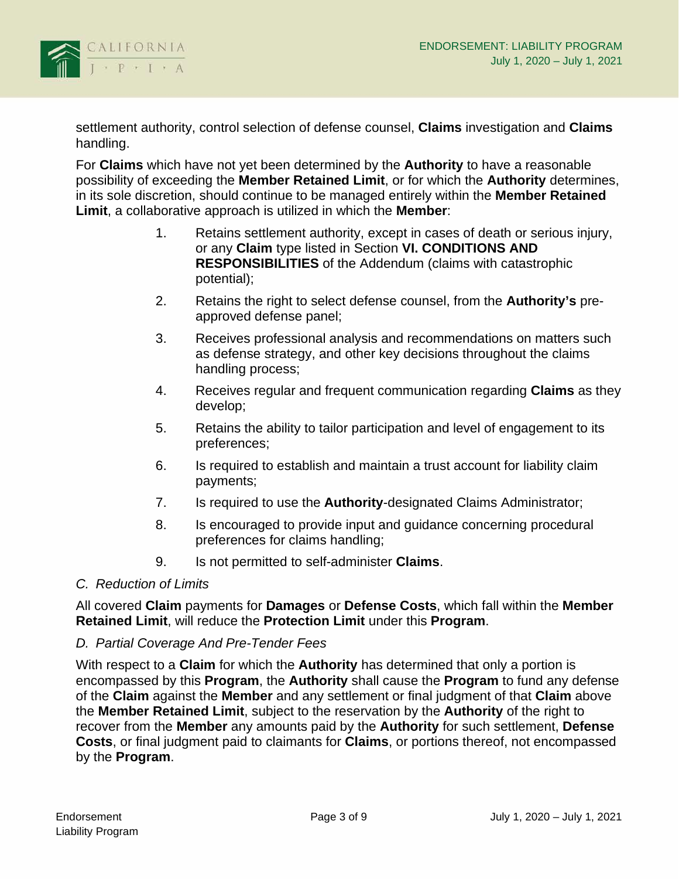settlement authority, control selection of defense counsel, **Claims** investigation and **Claims** handling.

For **Claims** which have not yet been determined by the **Authority** to have a reasonable possibility of exceeding the **Member Retained Limit**, or for which the **Authority** determines, in its sole discretion, should continue to be managed entirely within the **Member Retained Limit**, a collaborative approach is utilized in which the **Member**:

1. Retains settlement authority, except in cases of death or serious injury, or any **Claim** type listed in Section **VI. CONDITIONS AND RESPONSIBILITIES** of the Addendum (claims with catastrophic potential);
2. Retains the right to select defense counsel, from the **Authority's** pre-approved defense panel;
3. Receives professional analysis and recommendations on matters such as defense strategy, and other key decisions throughout the claims handling process;
4. Receives regular and frequent communication regarding **Claims** as they develop;
5. Retains the ability to tailor participation and level of engagement to its preferences;
6. Is required to establish and maintain a trust account for liability claim payments;
7. Is required to use the **Authority**-designated Claims Administrator;
8. Is encouraged to provide input and guidance concerning procedural preferences for claims handling;
9. Is not permitted to self-administer **Claims**.

*C. Reduction of Limits*

All covered **Claim** payments for **Damages** or **Defense Costs**, which fall within the **Member Retained Limit**, will reduce the **Protection Limit** under this **Program**.

*D. Partial Coverage And Pre-Tender Fees*

With respect to a **Claim** for which the **Authority** has determined that only a portion is encompassed by this **Program**, the **Authority** shall cause the **Program** to fund any defense of the **Claim** against the **Member** and any settlement or final judgment of that **Claim** above the **Member Retained Limit**, subject to the reservation by the **Authority** of the right to recover from the **Member** any amounts paid by the **Authority** for such settlement, **Defense Costs**, or final judgment paid to claimants for **Claims**, or portions thereof, not encompassed by the **Program**.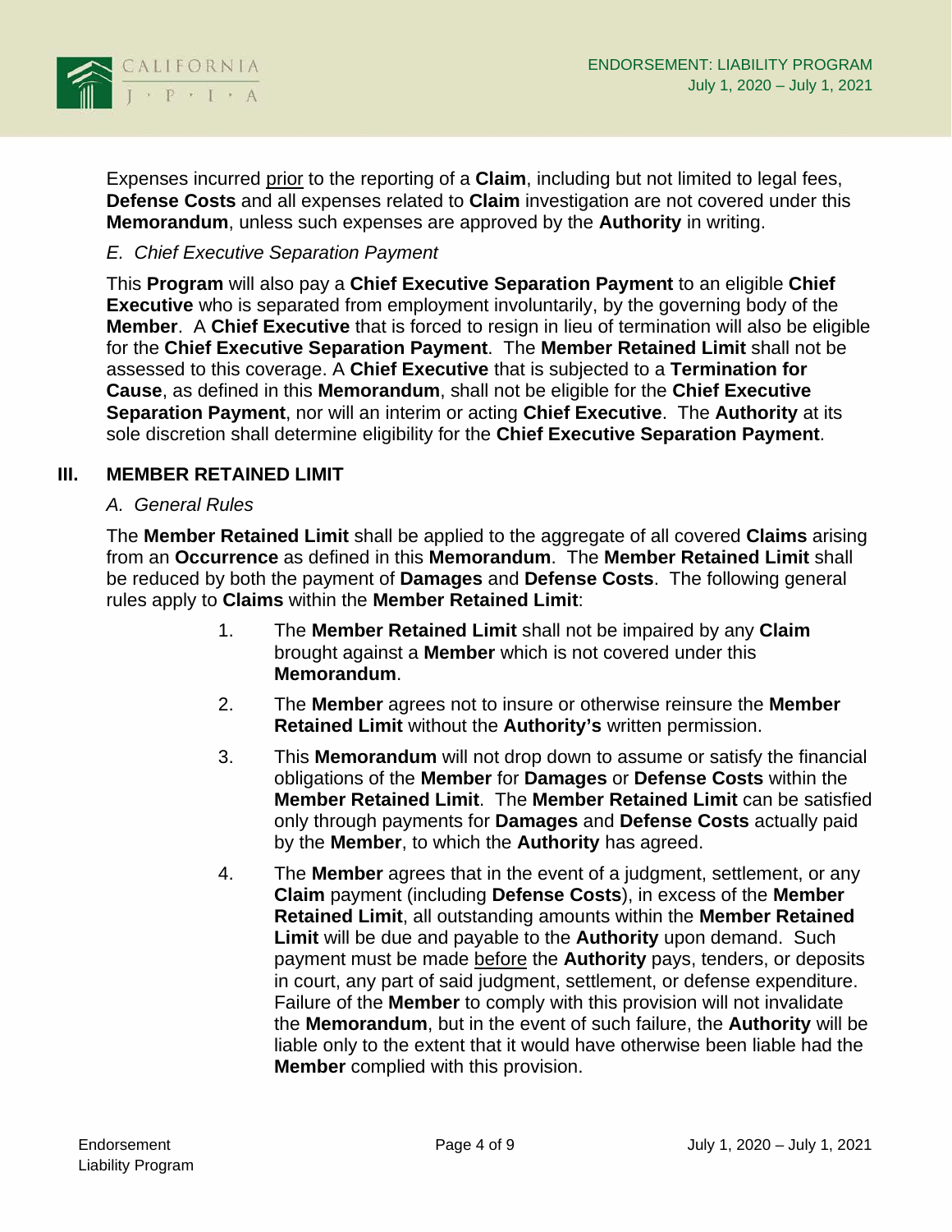Expenses incurred prior to the reporting of a **Claim**, including but not limited to legal fees, **Defense Costs** and all expenses related to **Claim** investigation are not covered under this **Memorandum**, unless such expenses are approved by the **Authority** in writing.

*E. Chief Executive Separation Payment*

This **Program** will also pay a **Chief Executive Separation Payment** to an eligible **Chief Executive** who is separated from employment involuntarily, by the governing body of the **Member**. A **Chief Executive** that is forced to resign in lieu of termination will also be eligible for the **Chief Executive Separation Payment**. The **Member Retained Limit** shall not be assessed to this coverage. A **Chief Executive** that is subjected to a **Termination for Cause**, as defined in this **Memorandum**, shall not be eligible for the **Chief Executive Separation Payment**, nor will an interim or acting **Chief Executive**. The **Authority** at its sole discretion shall determine eligibility for the **Chief Executive Separation Payment**.

## III. MEMBER RETAINED LIMIT

*A. General Rules*

The **Member Retained Limit** shall be applied to the aggregate of all covered **Claims** arising from an **Occurrence** as defined in this **Memorandum**. The **Member Retained Limit** shall be reduced by both the payment of **Damages** and **Defense Costs**. The following general rules apply to **Claims** within the **Member Retained Limit**:

1. The **Member Retained Limit** shall not be impaired by any **Claim** brought against a **Member** which is not covered under this **Memorandum**.
2. The **Member** agrees not to insure or otherwise reinsure the **Member Retained Limit** without the **Authority's** written permission.
3. This **Memorandum** will not drop down to assume or satisfy the financial obligations of the **Member** for **Damages** or **Defense Costs** within the **Member Retained Limit**. The **Member Retained Limit** can be satisfied only through payments for **Damages** and **Defense Costs** actually paid by the **Member**, to which the **Authority** has agreed.
4. The **Member** agrees that in the event of a judgment, settlement, or any **Claim** payment (including **Defense Costs**), in excess of the **Member Retained Limit**, all outstanding amounts within the **Member Retained Limit** will be due and payable to the **Authority** upon demand. Such payment must be made before the **Authority** pays, tenders, or deposits in court, any part of said judgment, settlement, or defense expenditure. Failure of the **Member** to comply with this provision will not invalidate the **Memorandum**, but in the event of such failure, the **Authority** will be liable only to the extent that it would have otherwise been liable had the **Member** complied with this provision.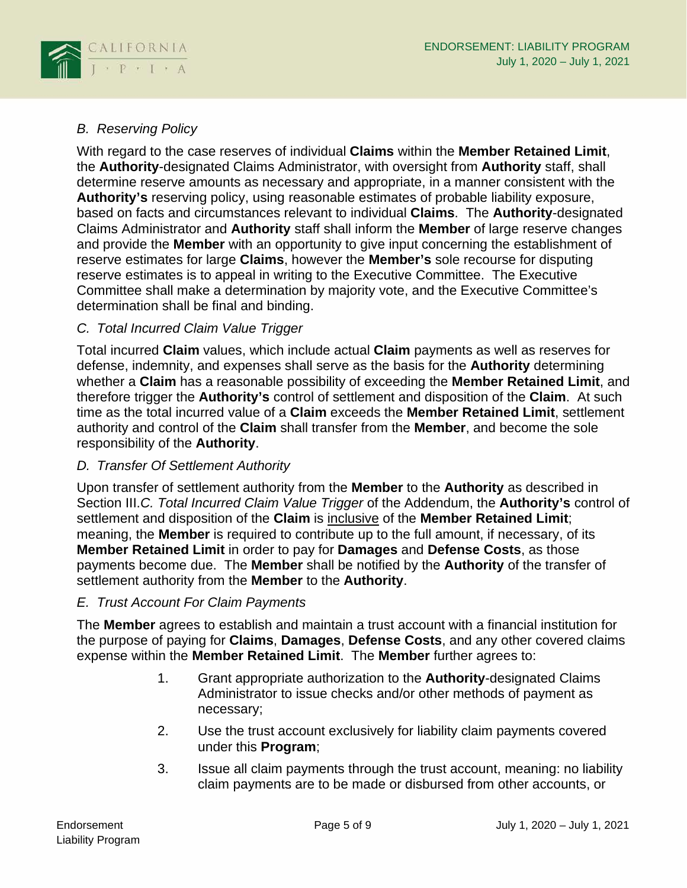*B. Reserving Policy*

With regard to the case reserves of individual **Claims** within the **Member Retained Limit**, the **Authority**-designated Claims Administrator, with oversight from **Authority** staff, shall determine reserve amounts as necessary and appropriate, in a manner consistent with the **Authority's** reserving policy, using reasonable estimates of probable liability exposure, based on facts and circumstances relevant to individual **Claims**. The **Authority**-designated Claims Administrator and **Authority** staff shall inform the **Member** of large reserve changes and provide the **Member** with an opportunity to give input concerning the establishment of reserve estimates for large **Claims**, however the **Member's** sole recourse for disputing reserve estimates is to appeal in writing to the Executive Committee. The Executive Committee shall make a determination by majority vote, and the Executive Committee's determination shall be final and binding.

*C. Total Incurred Claim Value Trigger*

Total incurred **Claim** values, which include actual **Claim** payments as well as reserves for defense, indemnity, and expenses shall serve as the basis for the **Authority** determining whether a **Claim** has a reasonable possibility of exceeding the **Member Retained Limit**, and therefore trigger the **Authority's** control of settlement and disposition of the **Claim**. At such time as the total incurred value of a **Claim** exceeds the **Member Retained Limit**, settlement authority and control of the **Claim** shall transfer from the **Member**, and become the sole responsibility of the **Authority**.

*D. Transfer Of Settlement Authority*

Upon transfer of settlement authority from the **Member** to the **Authority** as described in Section III.*C. Total Incurred Claim Value Trigger* of the Addendum, the **Authority's** control of settlement and disposition of the **Claim** is <u>inclusive</u> of the **Member Retained Limit**; meaning, the **Member** is required to contribute up to the full amount, if necessary, of its **Member Retained Limit** in order to pay for **Damages** and **Defense Costs**, as those payments become due. The **Member** shall be notified by the **Authority** of the transfer of settlement authority from the **Member** to the **Authority**.

*E. Trust Account For Claim Payments*

The **Member** agrees to establish and maintain a trust account with a financial institution for the purpose of paying for **Claims**, **Damages**, **Defense Costs**, and any other covered claims expense within the **Member Retained Limit**. The **Member** further agrees to:

1. Grant appropriate authorization to the **Authority**-designated Claims Administrator to issue checks and/or other methods of payment as necessary;
2. Use the trust account exclusively for liability claim payments covered under this **Program**;
3. Issue all claim payments through the trust account, meaning: no liability claim payments are to be made or disbursed from other accounts, or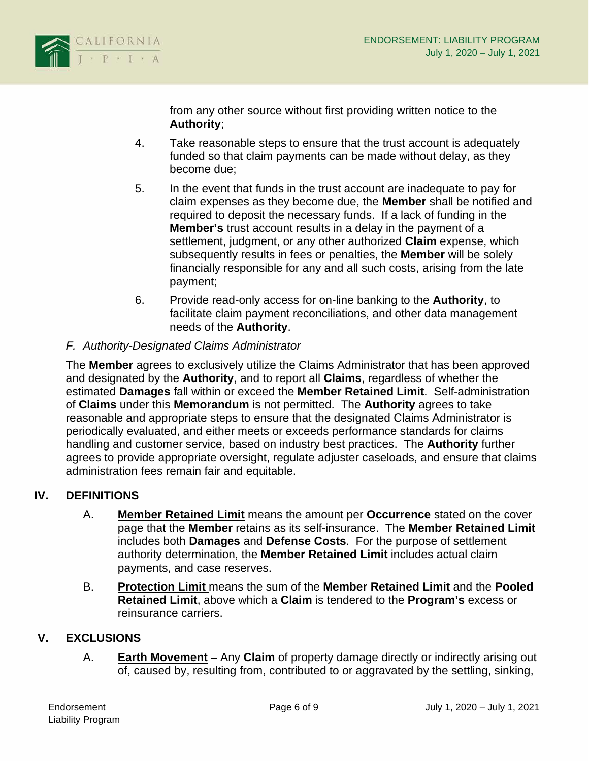from any other source without first providing written notice to the **Authority**;

4. Take reasonable steps to ensure that the trust account is adequately funded so that claim payments can be made without delay, as they become due;

5. In the event that funds in the trust account are inadequate to pay for claim expenses as they become due, the **Member** shall be notified and required to deposit the necessary funds. If a lack of funding in the **Member's** trust account results in a delay in the payment of a settlement, judgment, or any other authorized **Claim** expense, which subsequently results in fees or penalties, the **Member** will be solely financially responsible for any and all such costs, arising from the late payment;

6. Provide read-only access for on-line banking to the **Authority**, to facilitate claim payment reconciliations, and other data management needs of the **Authority**.

*F. Authority-Designated Claims Administrator*

The **Member** agrees to exclusively utilize the Claims Administrator that has been approved and designated by the **Authority**, and to report all **Claims**, regardless of whether the estimated **Damages** fall within or exceed the **Member Retained Limit**. Self-administration of **Claims** under this **Memorandum** is not permitted. The **Authority** agrees to take reasonable and appropriate steps to ensure that the designated Claims Administrator is periodically evaluated, and either meets or exceeds performance standards for claims handling and customer service, based on industry best practices. The **Authority** further agrees to provide appropriate oversight, regulate adjuster caseloads, and ensure that claims administration fees remain fair and equitable.

## IV. DEFINITIONS

A. **Member Retained Limit** means the amount per **Occurrence** stated on the cover page that the **Member** retains as its self-insurance. The **Member Retained Limit** includes both **Damages** and **Defense Costs**. For the purpose of settlement authority determination, the **Member Retained Limit** includes actual claim payments, and case reserves.

B. **Protection Limit** means the sum of the **Member Retained Limit** and the **Pooled Retained Limit**, above which a **Claim** is tendered to the **Program's** excess or reinsurance carriers.

## V. EXCLUSIONS

A. **Earth Movement** – Any **Claim** of property damage directly or indirectly arising out of, caused by, resulting from, contributed to or aggravated by the settling, sinking,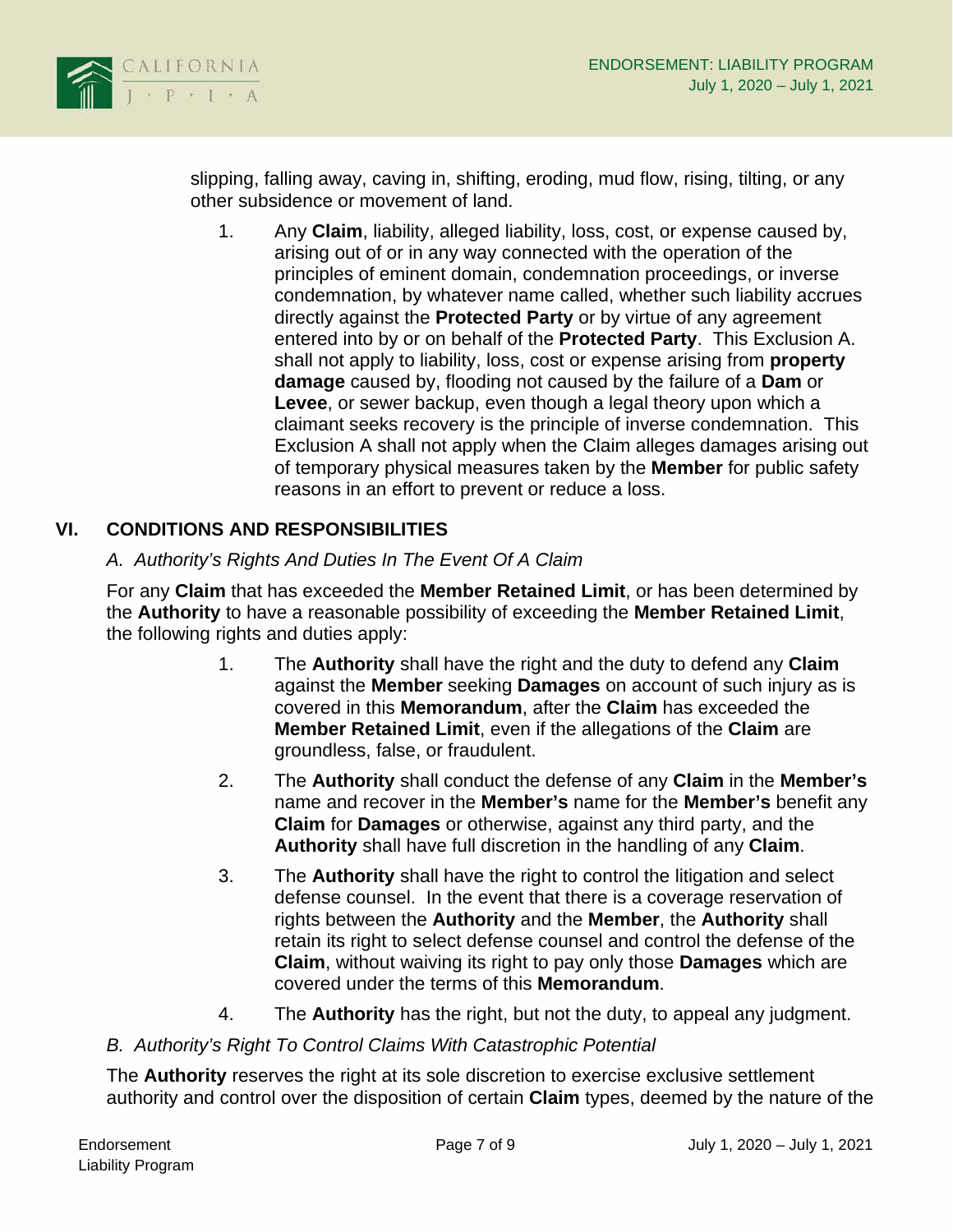slipping, falling away, caving in, shifting, eroding, mud flow, rising, tilting, or any other subsidence or movement of land.

1. Any **Claim**, liability, alleged liability, loss, cost, or expense caused by, arising out of or in any way connected with the operation of the principles of eminent domain, condemnation proceedings, or inverse condemnation, by whatever name called, whether such liability accrues directly against the **Protected Party** or by virtue of any agreement entered into by or on behalf of the **Protected Party**. This Exclusion A. shall not apply to liability, loss, cost or expense arising from **property damage** caused by, flooding not caused by the failure of a **Dam** or **Levee**, or sewer backup, even though a legal theory upon which a claimant seeks recovery is the principle of inverse condemnation. This Exclusion A shall not apply when the Claim alleges damages arising out of temporary physical measures taken by the **Member** for public safety reasons in an effort to prevent or reduce a loss.

## VI. CONDITIONS AND RESPONSIBILITIES

*A. Authority's Rights And Duties In The Event Of A Claim*

For any **Claim** that has exceeded the **Member Retained Limit**, or has been determined by the **Authority** to have a reasonable possibility of exceeding the **Member Retained Limit**, the following rights and duties apply:

1. The **Authority** shall have the right and the duty to defend any **Claim** against the **Member** seeking **Damages** on account of such injury as is covered in this **Memorandum**, after the **Claim** has exceeded the **Member Retained Limit**, even if the allegations of the **Claim** are groundless, false, or fraudulent.
2. The **Authority** shall conduct the defense of any **Claim** in the **Member's** name and recover in the **Member's** name for the **Member's** benefit any **Claim** for **Damages** or otherwise, against any third party, and the **Authority** shall have full discretion in the handling of any **Claim**.
3. The **Authority** shall have the right to control the litigation and select defense counsel. In the event that there is a coverage reservation of rights between the **Authority** and the **Member**, the **Authority** shall retain its right to select defense counsel and control the defense of the **Claim**, without waiving its right to pay only those **Damages** which are covered under the terms of this **Memorandum**.
4. The **Authority** has the right, but not the duty, to appeal any judgment.

*B. Authority's Right To Control Claims With Catastrophic Potential*

The **Authority** reserves the right at its sole discretion to exercise exclusive settlement authority and control over the disposition of certain **Claim** types, deemed by the nature of the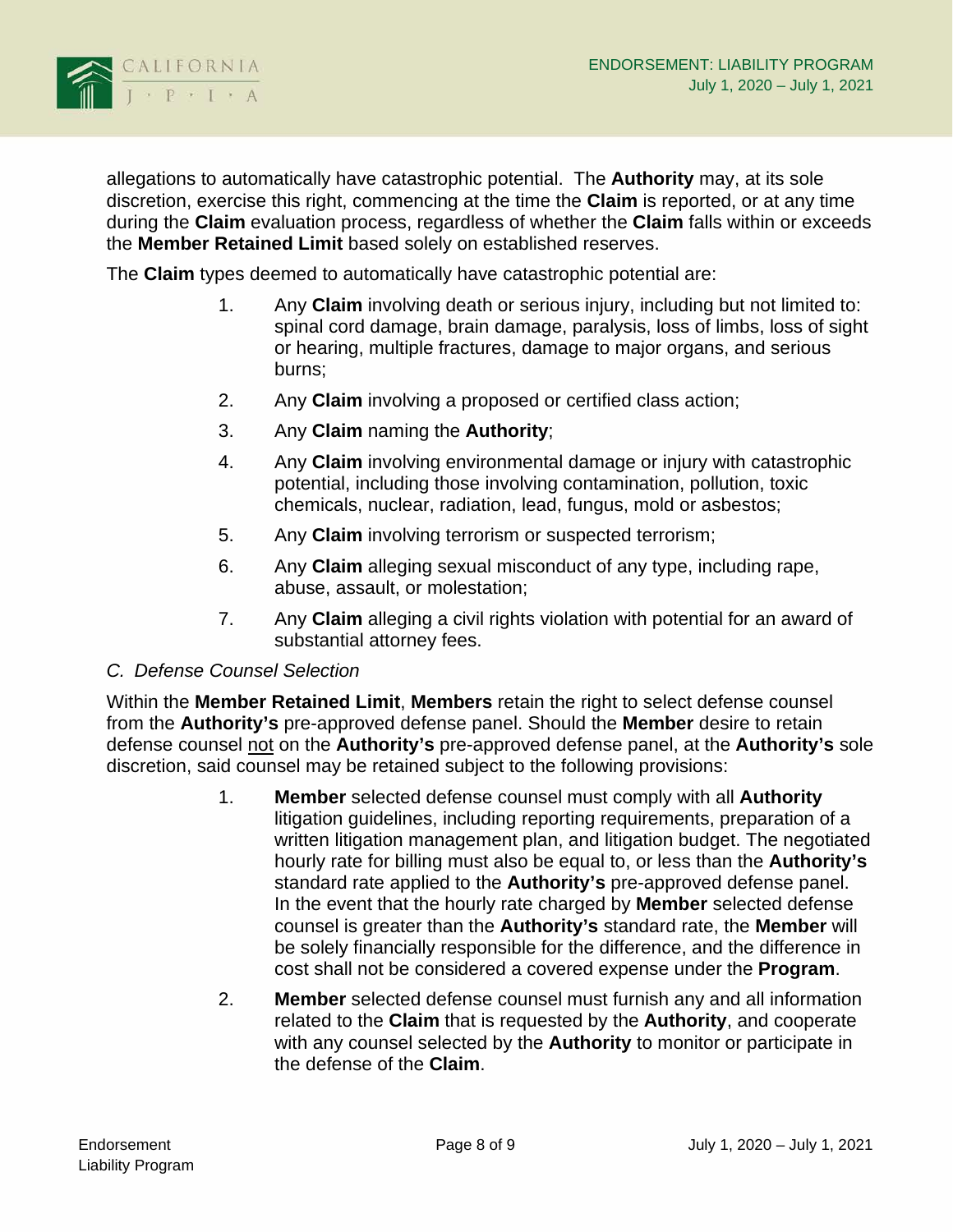allegations to automatically have catastrophic potential. The **Authority** may, at its sole discretion, exercise this right, commencing at the time the **Claim** is reported, or at any time during the **Claim** evaluation process, regardless of whether the **Claim** falls within or exceeds the **Member Retained Limit** based solely on established reserves.

The **Claim** types deemed to automatically have catastrophic potential are:

1. Any **Claim** involving death or serious injury, including but not limited to: spinal cord damage, brain damage, paralysis, loss of limbs, loss of sight or hearing, multiple fractures, damage to major organs, and serious burns;
2. Any **Claim** involving a proposed or certified class action;
3. Any **Claim** naming the **Authority**;
4. Any **Claim** involving environmental damage or injury with catastrophic potential, including those involving contamination, pollution, toxic chemicals, nuclear, radiation, lead, fungus, mold or asbestos;
5. Any **Claim** involving terrorism or suspected terrorism;
6. Any **Claim** alleging sexual misconduct of any type, including rape, abuse, assault, or molestation;
7. Any **Claim** alleging a civil rights violation with potential for an award of substantial attorney fees.

*C. Defense Counsel Selection*

Within the **Member Retained Limit**, **Members** retain the right to select defense counsel from the **Authority's** pre-approved defense panel. Should the **Member** desire to retain defense counsel <u>not</u> on the **Authority's** pre-approved defense panel, at the **Authority's** sole discretion, said counsel may be retained subject to the following provisions:

1. **Member** selected defense counsel must comply with all **Authority** litigation guidelines, including reporting requirements, preparation of a written litigation management plan, and litigation budget. The negotiated hourly rate for billing must also be equal to, or less than the **Authority's** standard rate applied to the **Authority's** pre-approved defense panel. In the event that the hourly rate charged by **Member** selected defense counsel is greater than the **Authority's** standard rate, the **Member** will be solely financially responsible for the difference, and the difference in cost shall not be considered a covered expense under the **Program**.
2. **Member** selected defense counsel must furnish any and all information related to the **Claim** that is requested by the **Authority**, and cooperate with any counsel selected by the **Authority** to monitor or participate in the defense of the **Claim**.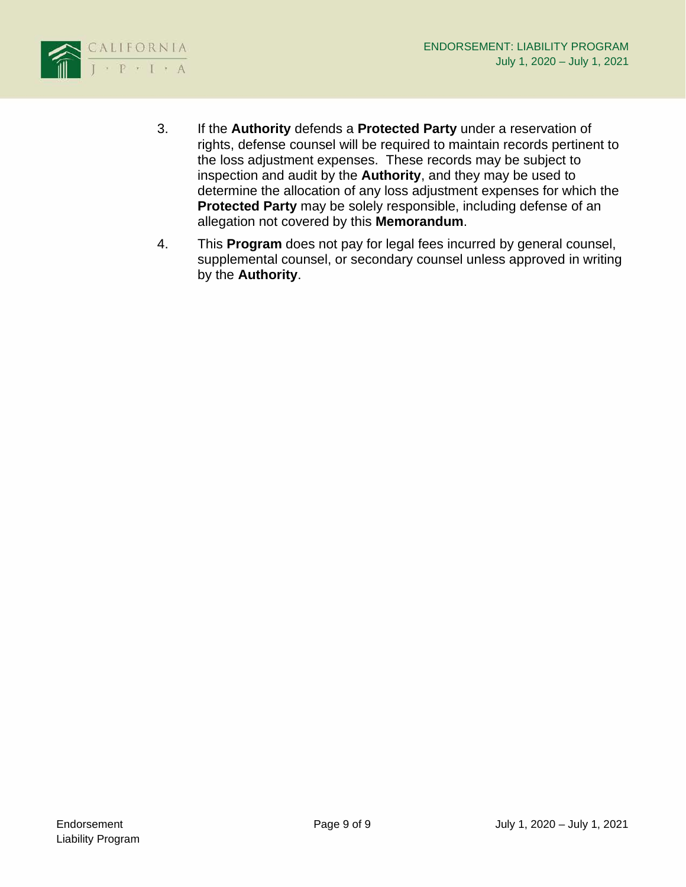3. If the **Authority** defends a **Protected Party** under a reservation of rights, defense counsel will be required to maintain records pertinent to the loss adjustment expenses. These records may be subject to inspection and audit by the **Authority**, and they may be used to determine the allocation of any loss adjustment expenses for which the **Protected Party** may be solely responsible, including defense of an allegation not covered by this **Memorandum**.

4. This **Program** does not pay for legal fees incurred by general counsel, supplemental counsel, or secondary counsel unless approved in writing by the **Authority**.